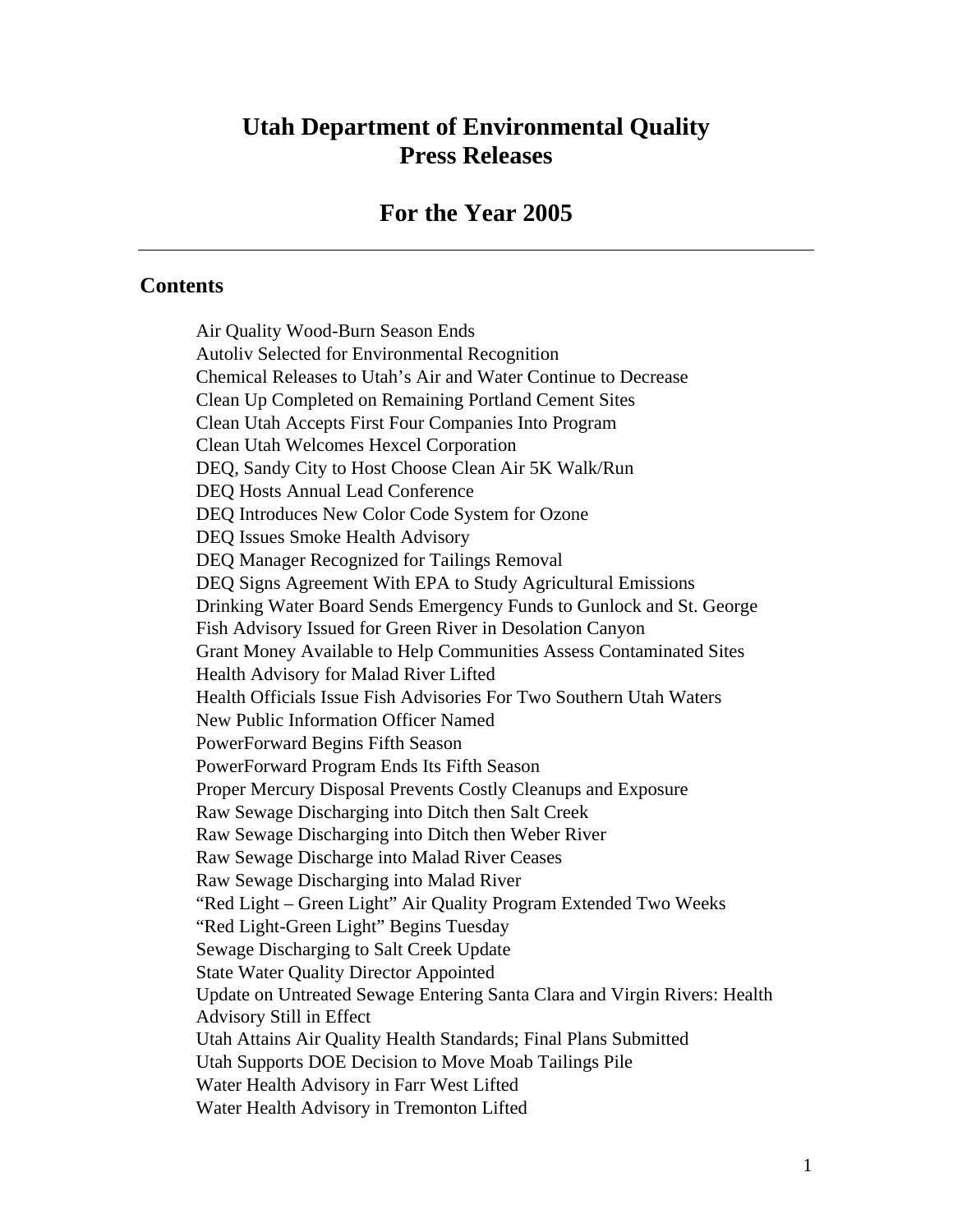# Utah Department of Environmental Quality
# Press Releases

## For the Year 2005

---

### Contents

Air Quality Wood-Burn Season Ends
Autoliv Selected for Environmental Recognition
Chemical Releases to Utah's Air and Water Continue to Decrease
Clean Up Completed on Remaining Portland Cement Sites
Clean Utah Accepts First Four Companies Into Program
Clean Utah Welcomes Hexcel Corporation
DEQ, Sandy City to Host Choose Clean Air 5K Walk/Run
DEQ Hosts Annual Lead Conference
DEQ Introduces New Color Code System for Ozone
DEQ Issues Smoke Health Advisory
DEQ Manager Recognized for Tailings Removal
DEQ Signs Agreement With EPA to Study Agricultural Emissions
Drinking Water Board Sends Emergency Funds to Gunlock and St. George
Fish Advisory Issued for Green River in Desolation Canyon
Grant Money Available to Help Communities Assess Contaminated Sites
Health Advisory for Malad River Lifted
Health Officials Issue Fish Advisories For Two Southern Utah Waters
New Public Information Officer Named
PowerForward Begins Fifth Season
PowerForward Program Ends Its Fifth Season
Proper Mercury Disposal Prevents Costly Cleanups and Exposure
Raw Sewage Discharging into Ditch then Salt Creek
Raw Sewage Discharging into Ditch then Weber River
Raw Sewage Discharge into Malad River Ceases
Raw Sewage Discharging into Malad River
"Red Light – Green Light" Air Quality Program Extended Two Weeks
"Red Light-Green Light" Begins Tuesday
Sewage Discharging to Salt Creek Update
State Water Quality Director Appointed
Update on Untreated Sewage Entering Santa Clara and Virgin Rivers: Health Advisory Still in Effect
Utah Attains Air Quality Health Standards; Final Plans Submitted
Utah Supports DOE Decision to Move Moab Tailings Pile
Water Health Advisory in Farr West Lifted
Water Health Advisory in Tremonton Lifted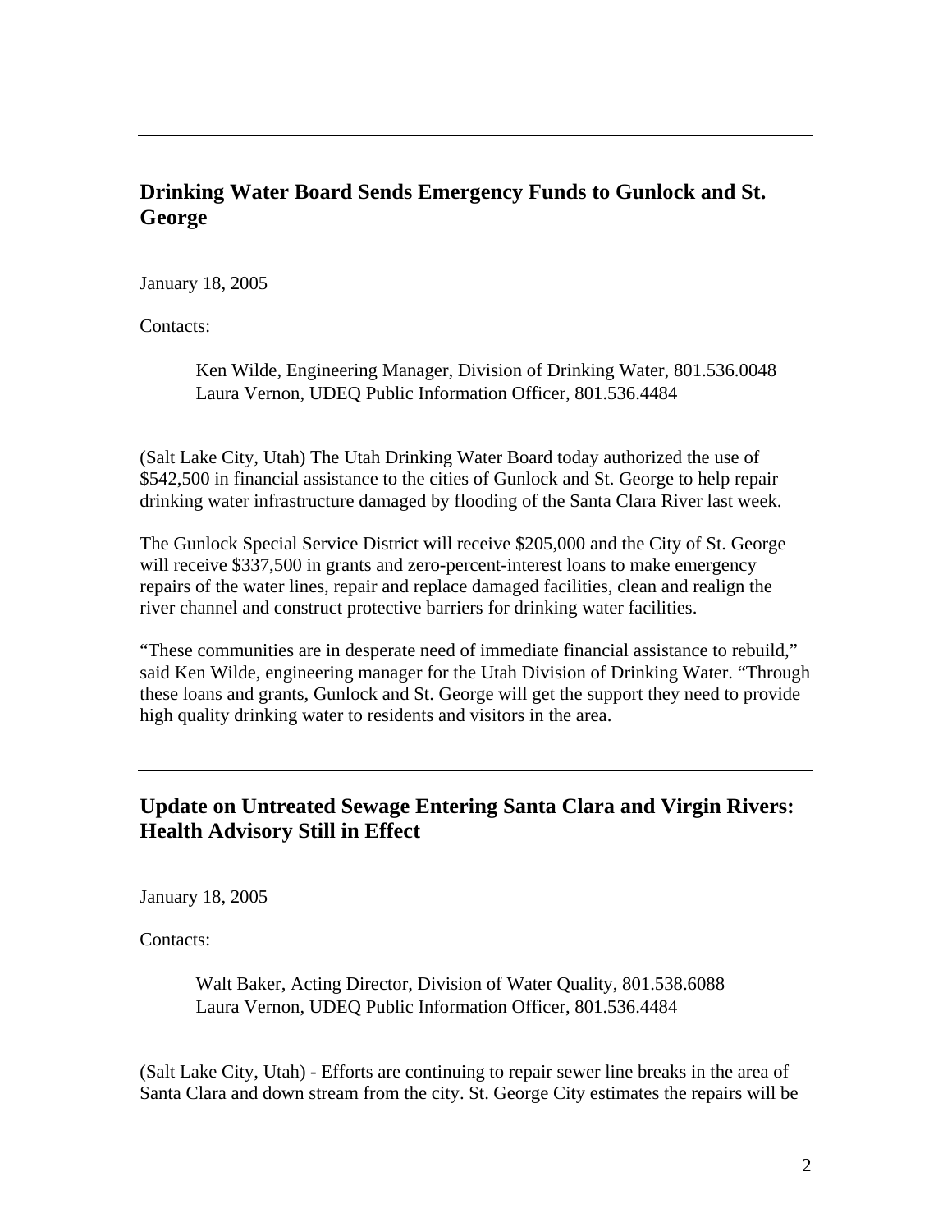---

## Drinking Water Board Sends Emergency Funds to Gunlock and St. George

January 18, 2005

Contacts:

> Ken Wilde, Engineering Manager, Division of Drinking Water, 801.536.0048
> Laura Vernon, UDEQ Public Information Officer, 801.536.4484

(Salt Lake City, Utah) The Utah Drinking Water Board today authorized the use of $542,500 in financial assistance to the cities of Gunlock and St. George to help repair drinking water infrastructure damaged by flooding of the Santa Clara River last week.

The Gunlock Special Service District will receive $205,000 and the City of St. George will receive $337,500 in grants and zero-percent-interest loans to make emergency repairs of the water lines, repair and replace damaged facilities, clean and realign the river channel and construct protective barriers for drinking water facilities.

"These communities are in desperate need of immediate financial assistance to rebuild," said Ken Wilde, engineering manager for the Utah Division of Drinking Water. "Through these loans and grants, Gunlock and St. George will get the support they need to provide high quality drinking water to residents and visitors in the area.

---

## Update on Untreated Sewage Entering Santa Clara and Virgin Rivers: Health Advisory Still in Effect

January 18, 2005

Contacts:

> Walt Baker, Acting Director, Division of Water Quality, 801.538.6088
> Laura Vernon, UDEQ Public Information Officer, 801.536.4484

(Salt Lake City, Utah) - Efforts are continuing to repair sewer line breaks in the area of Santa Clara and down stream from the city. St. George City estimates the repairs will be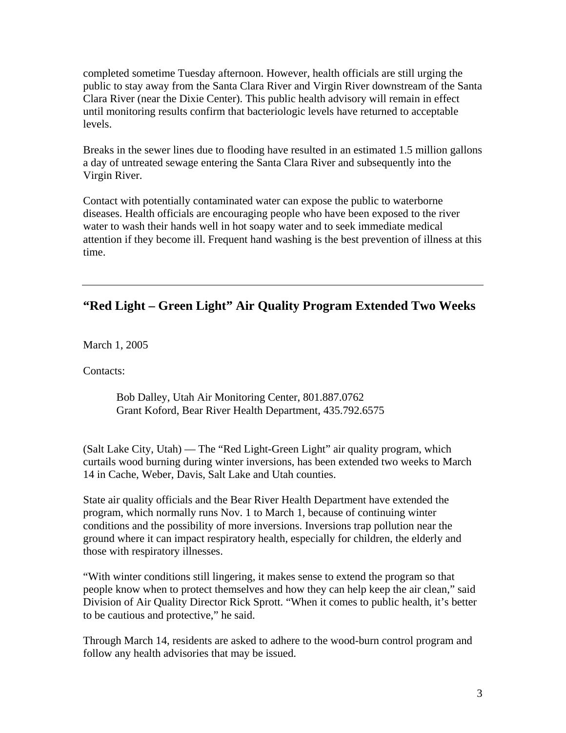completed sometime Tuesday afternoon. However, health officials are still urging the public to stay away from the Santa Clara River and Virgin River downstream of the Santa Clara River (near the Dixie Center). This public health advisory will remain in effect until monitoring results confirm that bacteriologic levels have returned to acceptable levels.

Breaks in the sewer lines due to flooding have resulted in an estimated 1.5 million gallons a day of untreated sewage entering the Santa Clara River and subsequently into the Virgin River.

Contact with potentially contaminated water can expose the public to waterborne diseases. Health officials are encouraging people who have been exposed to the river water to wash their hands well in hot soapy water and to seek immediate medical attention if they become ill. Frequent hand washing is the best prevention of illness at this time.

---

## "Red Light – Green Light" Air Quality Program Extended Two Weeks

March 1, 2005

Contacts:

Bob Dalley, Utah Air Monitoring Center, 801.887.0762
Grant Koford, Bear River Health Department, 435.792.6575

(Salt Lake City, Utah) — The "Red Light-Green Light" air quality program, which curtails wood burning during winter inversions, has been extended two weeks to March 14 in Cache, Weber, Davis, Salt Lake and Utah counties.

State air quality officials and the Bear River Health Department have extended the program, which normally runs Nov. 1 to March 1, because of continuing winter conditions and the possibility of more inversions. Inversions trap pollution near the ground where it can impact respiratory health, especially for children, the elderly and those with respiratory illnesses.

"With winter conditions still lingering, it makes sense to extend the program so that people know when to protect themselves and how they can help keep the air clean," said Division of Air Quality Director Rick Sprott. "When it comes to public health, it's better to be cautious and protective," he said.

Through March 14, residents are asked to adhere to the wood-burn control program and follow any health advisories that may be issued.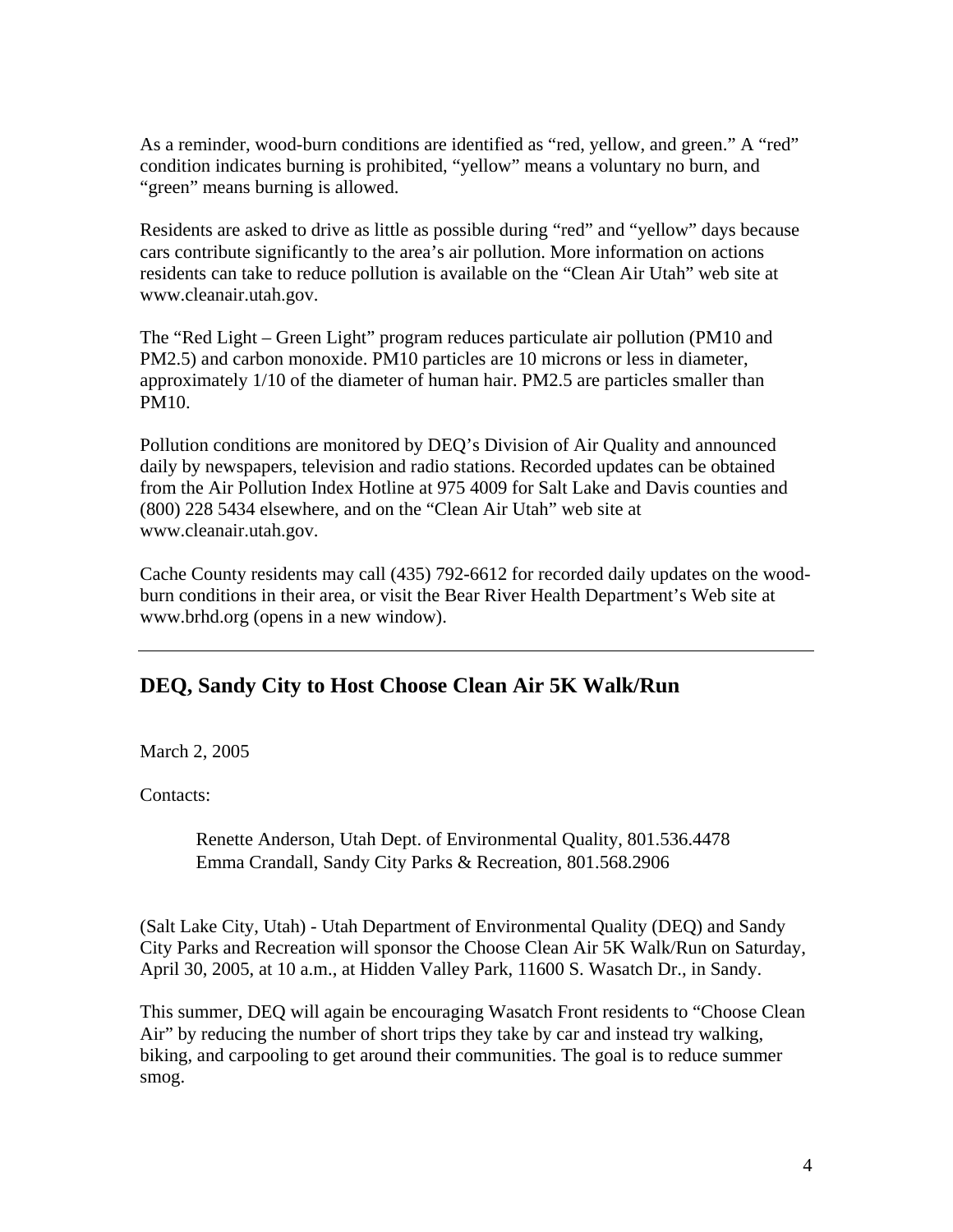As a reminder, wood-burn conditions are identified as “red, yellow, and green.” A “red” condition indicates burning is prohibited, “yellow” means a voluntary no burn, and “green” means burning is allowed.

Residents are asked to drive as little as possible during “red” and “yellow” days because cars contribute significantly to the area’s air pollution. More information on actions residents can take to reduce pollution is available on the “Clean Air Utah” web site at www.cleanair.utah.gov.

The “Red Light – Green Light” program reduces particulate air pollution (PM10 and PM2.5) and carbon monoxide. PM10 particles are 10 microns or less in diameter, approximately 1/10 of the diameter of human hair. PM2.5 are particles smaller than PM10.

Pollution conditions are monitored by DEQ’s Division of Air Quality and announced daily by newspapers, television and radio stations. Recorded updates can be obtained from the Air Pollution Index Hotline at 975 4009 for Salt Lake and Davis counties and (800) 228 5434 elsewhere, and on the “Clean Air Utah” web site at www.cleanair.utah.gov.

Cache County residents may call (435) 792-6612 for recorded daily updates on the wood-burn conditions in their area, or visit the Bear River Health Department’s Web site at www.brhd.org (opens in a new window).

---

## DEQ, Sandy City to Host Choose Clean Air 5K Walk/Run

March 2, 2005

Contacts:

> Renette Anderson, Utah Dept. of Environmental Quality, 801.536.4478
> Emma Crandall, Sandy City Parks & Recreation, 801.568.2906

(Salt Lake City, Utah) - Utah Department of Environmental Quality (DEQ) and Sandy City Parks and Recreation will sponsor the Choose Clean Air 5K Walk/Run on Saturday, April 30, 2005, at 10 a.m., at Hidden Valley Park, 11600 S. Wasatch Dr., in Sandy.

This summer, DEQ will again be encouraging Wasatch Front residents to “Choose Clean Air” by reducing the number of short trips they take by car and instead try walking, biking, and carpooling to get around their communities. The goal is to reduce summer smog.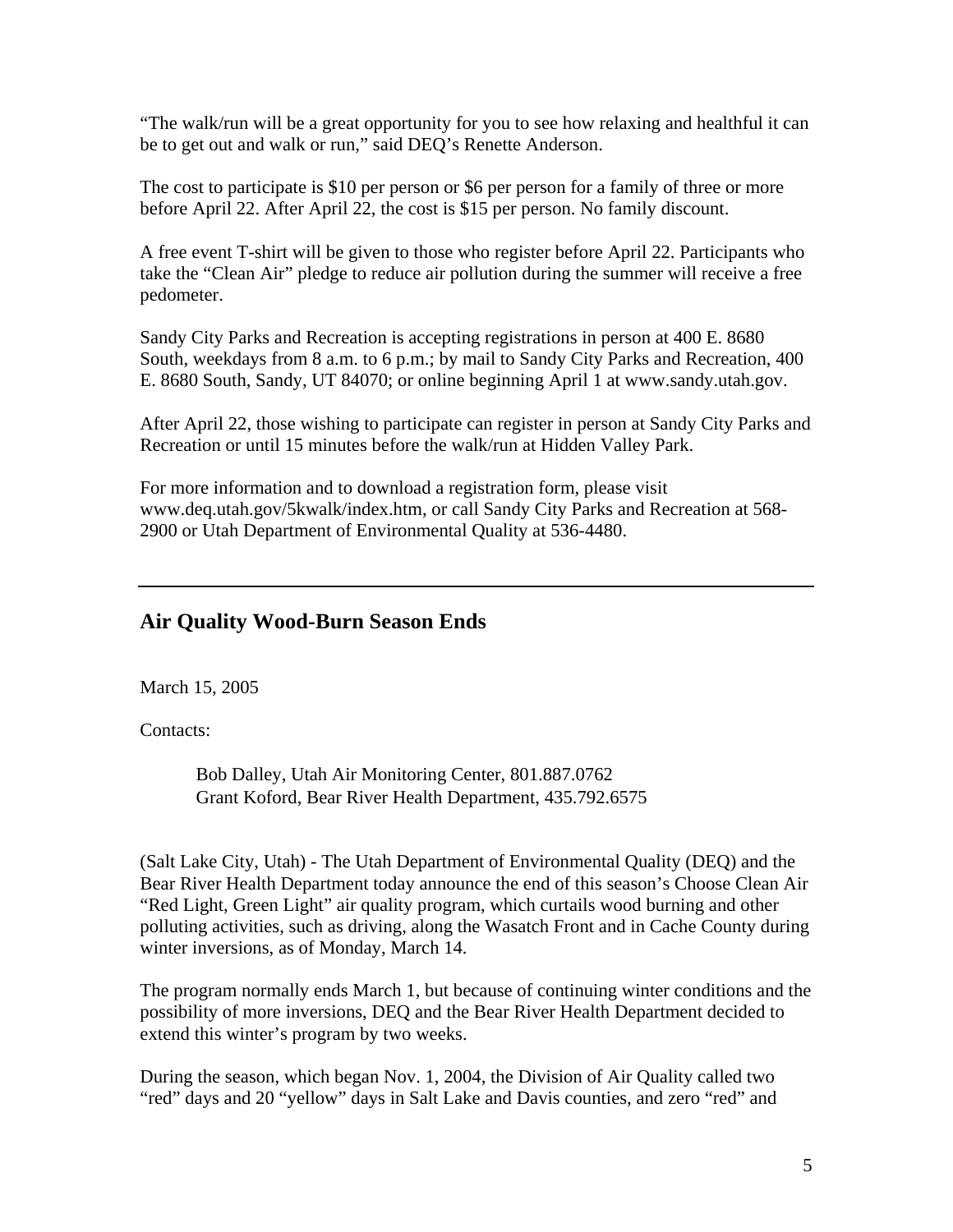"The walk/run will be a great opportunity for you to see how relaxing and healthful it can be to get out and walk or run," said DEQ's Renette Anderson.

The cost to participate is $10 per person or $6 per person for a family of three or more before April 22. After April 22, the cost is $15 per person. No family discount.

A free event T-shirt will be given to those who register before April 22. Participants who take the "Clean Air" pledge to reduce air pollution during the summer will receive a free pedometer.

Sandy City Parks and Recreation is accepting registrations in person at 400 E. 8680 South, weekdays from 8 a.m. to 6 p.m.; by mail to Sandy City Parks and Recreation, 400 E. 8680 South, Sandy, UT 84070; or online beginning April 1 at www.sandy.utah.gov.

After April 22, those wishing to participate can register in person at Sandy City Parks and Recreation or until 15 minutes before the walk/run at Hidden Valley Park.

For more information and to download a registration form, please visit www.deq.utah.gov/5kwalk/index.htm, or call Sandy City Parks and Recreation at 568-2900 or Utah Department of Environmental Quality at 536-4480.

---

## Air Quality Wood-Burn Season Ends

March 15, 2005

Contacts:

Bob Dalley, Utah Air Monitoring Center, 801.887.0762
Grant Koford, Bear River Health Department, 435.792.6575

(Salt Lake City, Utah) - The Utah Department of Environmental Quality (DEQ) and the Bear River Health Department today announce the end of this season's Choose Clean Air "Red Light, Green Light" air quality program, which curtails wood burning and other polluting activities, such as driving, along the Wasatch Front and in Cache County during winter inversions, as of Monday, March 14.

The program normally ends March 1, but because of continuing winter conditions and the possibility of more inversions, DEQ and the Bear River Health Department decided to extend this winter's program by two weeks.

During the season, which began Nov. 1, 2004, the Division of Air Quality called two "red" days and 20 "yellow" days in Salt Lake and Davis counties, and zero "red" and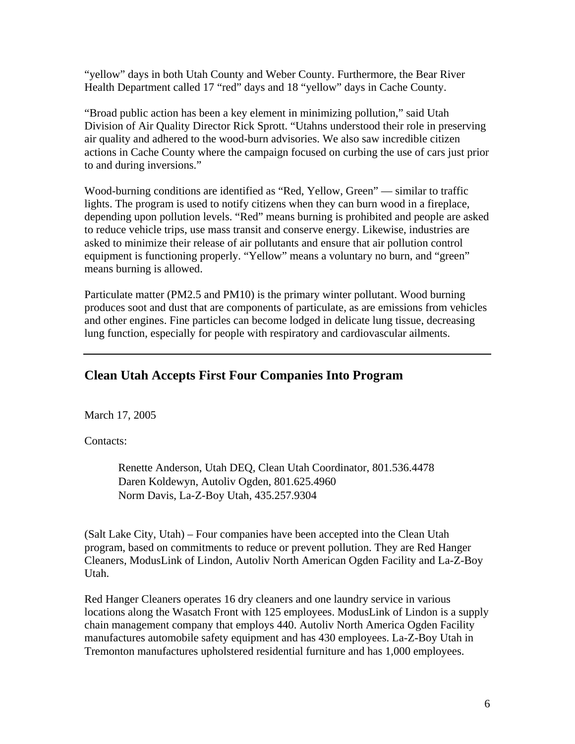"yellow" days in both Utah County and Weber County. Furthermore, the Bear River Health Department called 17 "red" days and 18 "yellow" days in Cache County.

"Broad public action has been a key element in minimizing pollution," said Utah Division of Air Quality Director Rick Sprott. "Utahns understood their role in preserving air quality and adhered to the wood-burn advisories. We also saw incredible citizen actions in Cache County where the campaign focused on curbing the use of cars just prior to and during inversions."

Wood-burning conditions are identified as "Red, Yellow, Green" — similar to traffic lights. The program is used to notify citizens when they can burn wood in a fireplace, depending upon pollution levels. "Red" means burning is prohibited and people are asked to reduce vehicle trips, use mass transit and conserve energy. Likewise, industries are asked to minimize their release of air pollutants and ensure that air pollution control equipment is functioning properly. "Yellow" means a voluntary no burn, and "green" means burning is allowed.

Particulate matter ($PM_{2.5}$ and $PM_{10}$) is the primary winter pollutant. Wood burning produces soot and dust that are components of particulate, as are emissions from vehicles and other engines. Fine particles can become lodged in delicate lung tissue, decreasing lung function, especially for people with respiratory and cardiovascular ailments.

---

## Clean Utah Accepts First Four Companies Into Program

March 17, 2005

Contacts:

Renette Anderson, Utah DEQ, Clean Utah Coordinator, 801.536.4478
Daren Koldewyn, Autoliv Ogden, 801.625.4960
Norm Davis, La-Z-Boy Utah, 435.257.9304

(Salt Lake City, Utah) – Four companies have been accepted into the Clean Utah program, based on commitments to reduce or prevent pollution. They are Red Hanger Cleaners, ModusLink of Lindon, Autoliv North American Ogden Facility and La-Z-Boy Utah.

Red Hanger Cleaners operates 16 dry cleaners and one laundry service in various locations along the Wasatch Front with 125 employees. ModusLink of Lindon is a supply chain management company that employs 440. Autoliv North America Ogden Facility manufactures automobile safety equipment and has 430 employees. La-Z-Boy Utah in Tremonton manufactures upholstered residential furniture and has 1,000 employees.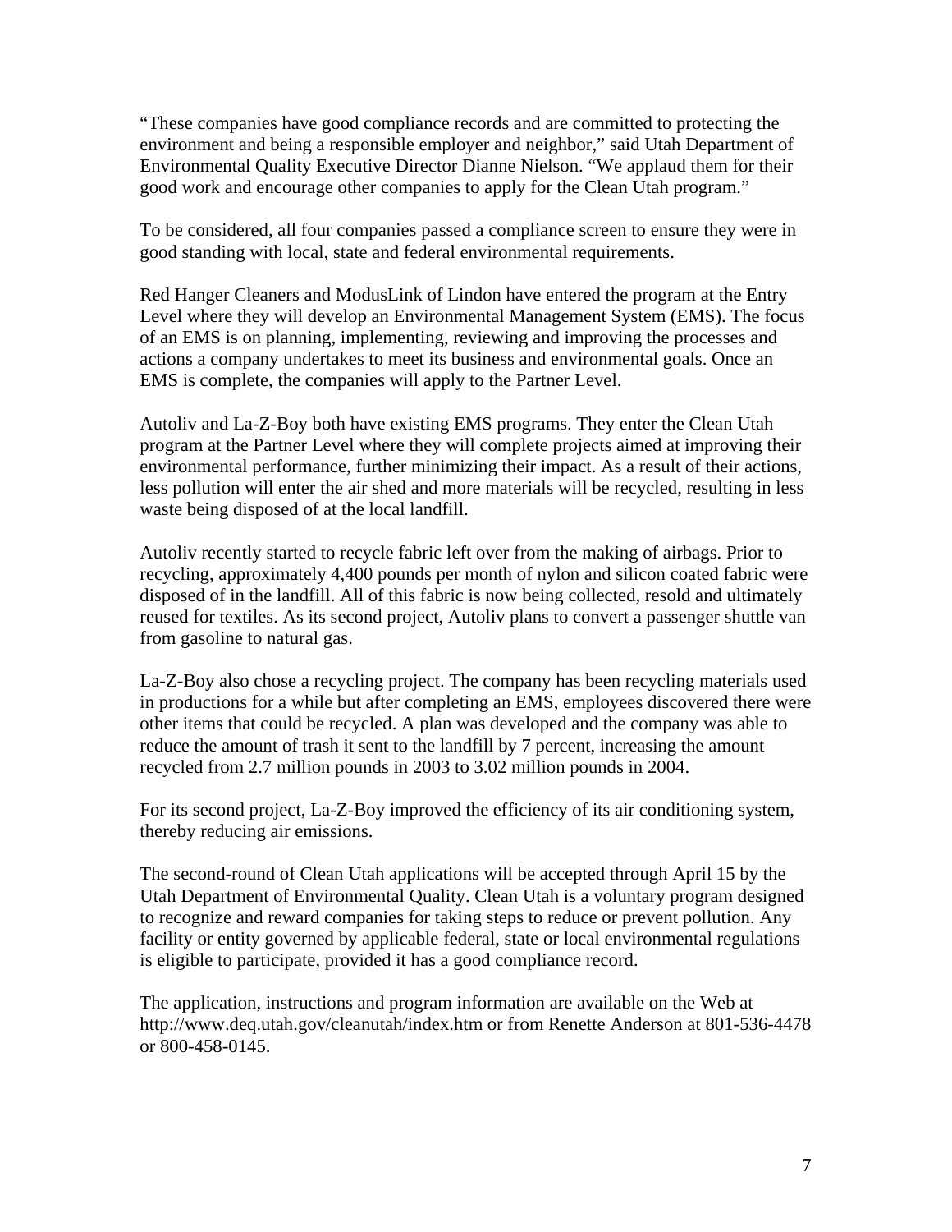"These companies have good compliance records and are committed to protecting the environment and being a responsible employer and neighbor," said Utah Department of Environmental Quality Executive Director Dianne Nielson. "We applaud them for their good work and encourage other companies to apply for the Clean Utah program."

To be considered, all four companies passed a compliance screen to ensure they were in good standing with local, state and federal environmental requirements.

Red Hanger Cleaners and ModusLink of Lindon have entered the program at the Entry Level where they will develop an Environmental Management System (EMS). The focus of an EMS is on planning, implementing, reviewing and improving the processes and actions a company undertakes to meet its business and environmental goals. Once an EMS is complete, the companies will apply to the Partner Level.

Autoliv and La-Z-Boy both have existing EMS programs. They enter the Clean Utah program at the Partner Level where they will complete projects aimed at improving their environmental performance, further minimizing their impact. As a result of their actions, less pollution will enter the air shed and more materials will be recycled, resulting in less waste being disposed of at the local landfill.

Autoliv recently started to recycle fabric left over from the making of airbags. Prior to recycling, approximately 4,400 pounds per month of nylon and silicon coated fabric were disposed of in the landfill. All of this fabric is now being collected, resold and ultimately reused for textiles. As its second project, Autoliv plans to convert a passenger shuttle van from gasoline to natural gas.

La-Z-Boy also chose a recycling project. The company has been recycling materials used in productions for a while but after completing an EMS, employees discovered there were other items that could be recycled. A plan was developed and the company was able to reduce the amount of trash it sent to the landfill by 7 percent, increasing the amount recycled from 2.7 million pounds in 2003 to 3.02 million pounds in 2004.

For its second project, La-Z-Boy improved the efficiency of its air conditioning system, thereby reducing air emissions.

The second-round of Clean Utah applications will be accepted through April 15 by the Utah Department of Environmental Quality. Clean Utah is a voluntary program designed to recognize and reward companies for taking steps to reduce or prevent pollution. Any facility or entity governed by applicable federal, state or local environmental regulations is eligible to participate, provided it has a good compliance record.

The application, instructions and program information are available on the Web at http://www.deq.utah.gov/cleanutah/index.htm or from Renette Anderson at 801-536-4478 or 800-458-0145.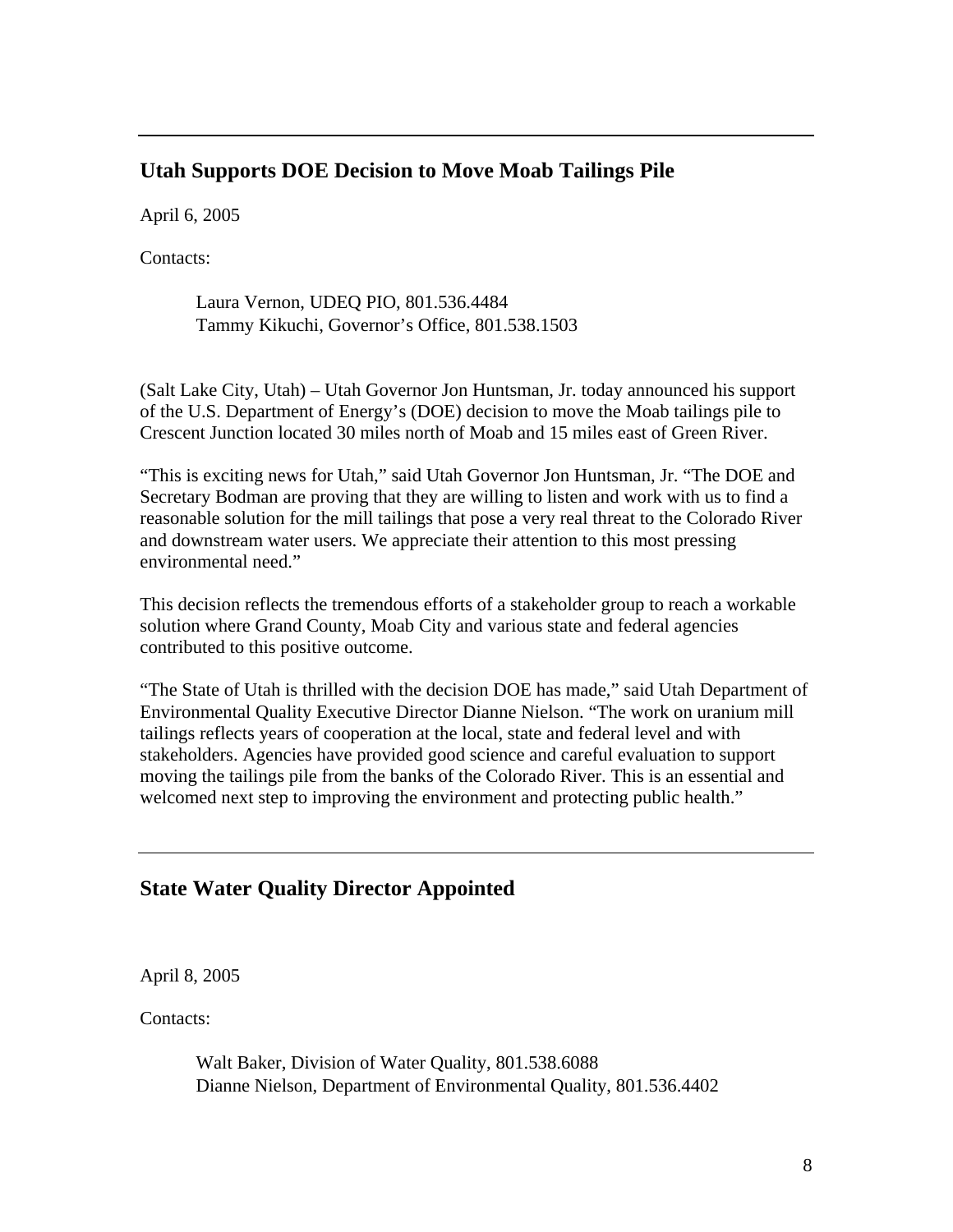---

## Utah Supports DOE Decision to Move Moab Tailings Pile

April 6, 2005

Contacts:

> Laura Vernon, UDEQ PIO, 801.536.4484
> Tammy Kikuchi, Governor's Office, 801.538.1503

(Salt Lake City, Utah) – Utah Governor Jon Huntsman, Jr. today announced his support of the U.S. Department of Energy's (DOE) decision to move the Moab tailings pile to Crescent Junction located 30 miles north of Moab and 15 miles east of Green River.

"This is exciting news for Utah," said Utah Governor Jon Huntsman, Jr. "The DOE and Secretary Bodman are proving that they are willing to listen and work with us to find a reasonable solution for the mill tailings that pose a very real threat to the Colorado River and downstream water users. We appreciate their attention to this most pressing environmental need."

This decision reflects the tremendous efforts of a stakeholder group to reach a workable solution where Grand County, Moab City and various state and federal agencies contributed to this positive outcome.

"The State of Utah is thrilled with the decision DOE has made," said Utah Department of Environmental Quality Executive Director Dianne Nielson. "The work on uranium mill tailings reflects years of cooperation at the local, state and federal level and with stakeholders. Agencies have provided good science and careful evaluation to support moving the tailings pile from the banks of the Colorado River. This is an essential and welcomed next step to improving the environment and protecting public health."

---

## State Water Quality Director Appointed

April 8, 2005

Contacts:

> Walt Baker, Division of Water Quality, 801.538.6088
> Dianne Nielson, Department of Environmental Quality, 801.536.4402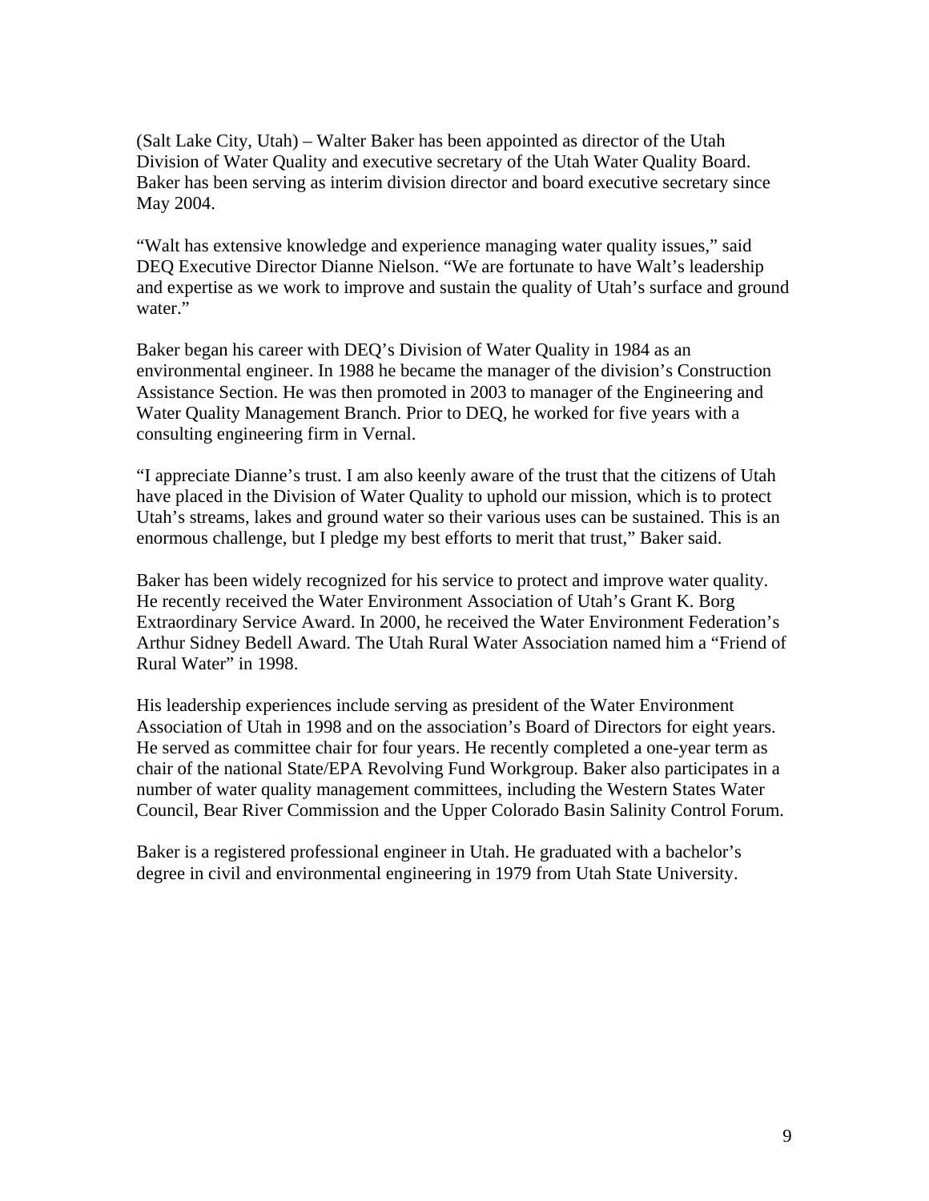(Salt Lake City, Utah) – Walter Baker has been appointed as director of the Utah Division of Water Quality and executive secretary of the Utah Water Quality Board. Baker has been serving as interim division director and board executive secretary since May 2004.

"Walt has extensive knowledge and experience managing water quality issues," said DEQ Executive Director Dianne Nielson. "We are fortunate to have Walt's leadership and expertise as we work to improve and sustain the quality of Utah's surface and ground water."

Baker began his career with DEQ's Division of Water Quality in 1984 as an environmental engineer. In 1988 he became the manager of the division's Construction Assistance Section. He was then promoted in 2003 to manager of the Engineering and Water Quality Management Branch. Prior to DEQ, he worked for five years with a consulting engineering firm in Vernal.

"I appreciate Dianne's trust. I am also keenly aware of the trust that the citizens of Utah have placed in the Division of Water Quality to uphold our mission, which is to protect Utah's streams, lakes and ground water so their various uses can be sustained. This is an enormous challenge, but I pledge my best efforts to merit that trust," Baker said.

Baker has been widely recognized for his service to protect and improve water quality. He recently received the Water Environment Association of Utah's Grant K. Borg Extraordinary Service Award. In 2000, he received the Water Environment Federation's Arthur Sidney Bedell Award. The Utah Rural Water Association named him a "Friend of Rural Water" in 1998.

His leadership experiences include serving as president of the Water Environment Association of Utah in 1998 and on the association's Board of Directors for eight years. He served as committee chair for four years. He recently completed a one-year term as chair of the national State/EPA Revolving Fund Workgroup. Baker also participates in a number of water quality management committees, including the Western States Water Council, Bear River Commission and the Upper Colorado Basin Salinity Control Forum.

Baker is a registered professional engineer in Utah. He graduated with a bachelor's degree in civil and environmental engineering in 1979 from Utah State University.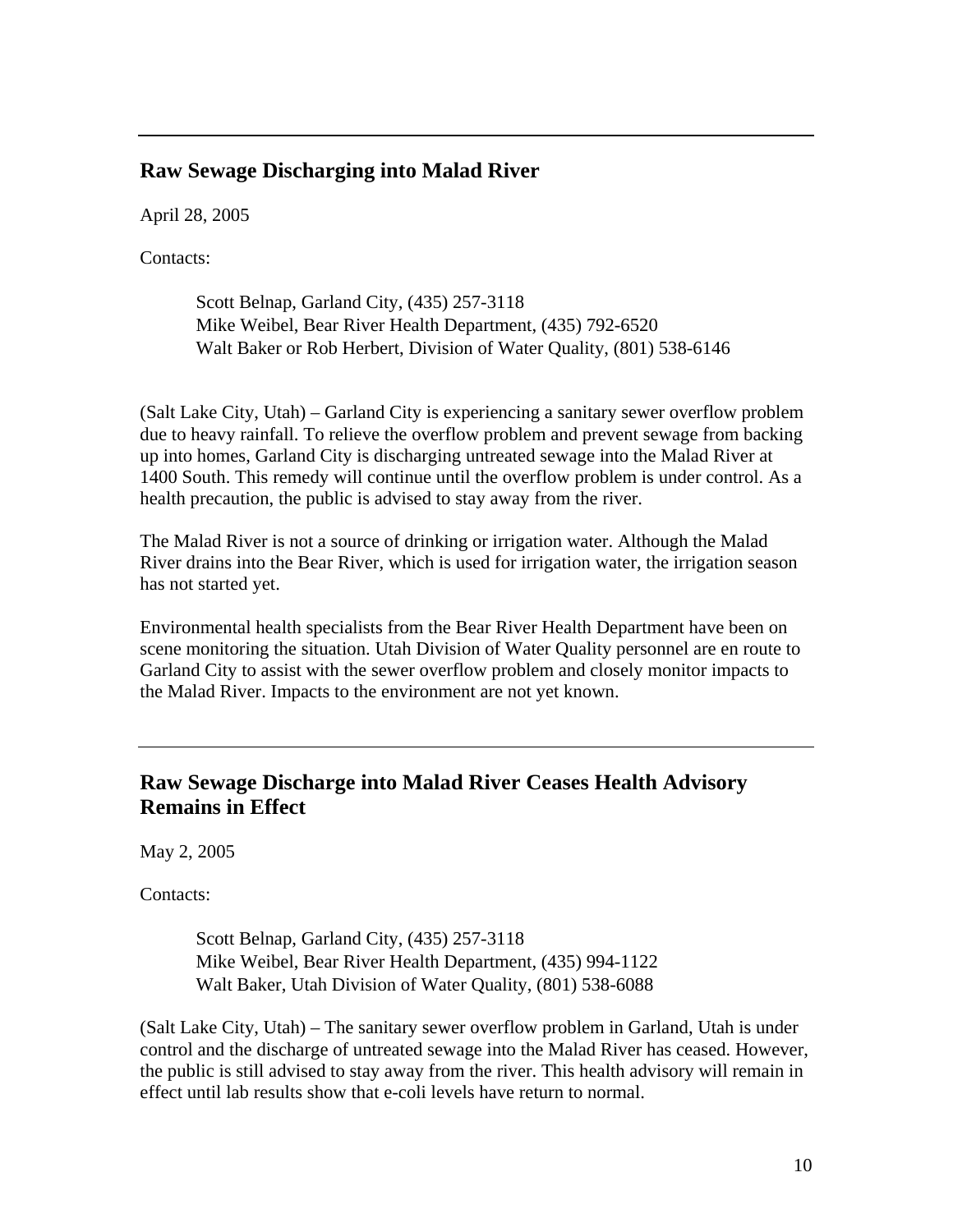---

## Raw Sewage Discharging into Malad River

April 28, 2005

Contacts:

> Scott Belnap, Garland City, (435) 257-3118
> Mike Weibel, Bear River Health Department, (435) 792-6520
> Walt Baker or Rob Herbert, Division of Water Quality, (801) 538-6146

(Salt Lake City, Utah) – Garland City is experiencing a sanitary sewer overflow problem due to heavy rainfall. To relieve the overflow problem and prevent sewage from backing up into homes, Garland City is discharging untreated sewage into the Malad River at 1400 South. This remedy will continue until the overflow problem is under control. As a health precaution, the public is advised to stay away from the river.

The Malad River is not a source of drinking or irrigation water. Although the Malad River drains into the Bear River, which is used for irrigation water, the irrigation season has not started yet.

Environmental health specialists from the Bear River Health Department have been on scene monitoring the situation. Utah Division of Water Quality personnel are en route to Garland City to assist with the sewer overflow problem and closely monitor impacts to the Malad River. Impacts to the environment are not yet known.

---

## Raw Sewage Discharge into Malad River Ceases Health Advisory Remains in Effect

May 2, 2005

Contacts:

> Scott Belnap, Garland City, (435) 257-3118
> Mike Weibel, Bear River Health Department, (435) 994-1122
> Walt Baker, Utah Division of Water Quality, (801) 538-6088

(Salt Lake City, Utah) – The sanitary sewer overflow problem in Garland, Utah is under control and the discharge of untreated sewage into the Malad River has ceased. However, the public is still advised to stay away from the river. This health advisory will remain in effect until lab results show that e-coli levels have return to normal.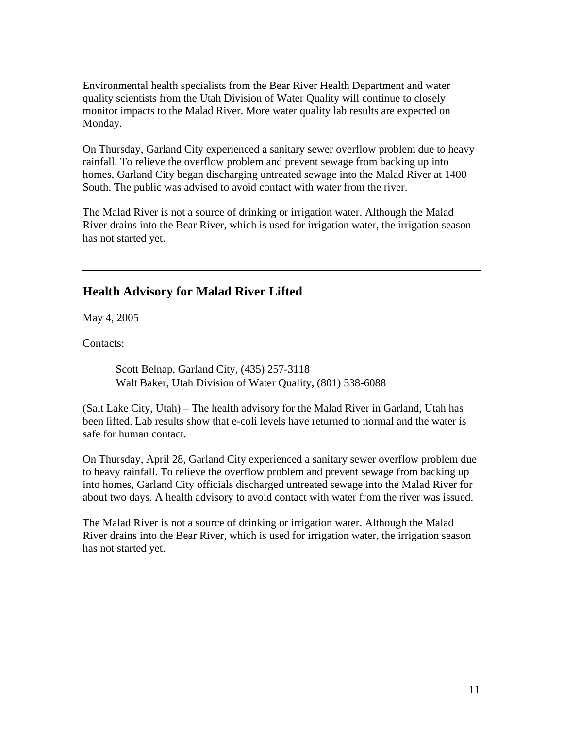Environmental health specialists from the Bear River Health Department and water quality scientists from the Utah Division of Water Quality will continue to closely monitor impacts to the Malad River. More water quality lab results are expected on Monday.

On Thursday, Garland City experienced a sanitary sewer overflow problem due to heavy rainfall. To relieve the overflow problem and prevent sewage from backing up into homes, Garland City began discharging untreated sewage into the Malad River at 1400 South. The public was advised to avoid contact with water from the river.

The Malad River is not a source of drinking or irrigation water. Although the Malad River drains into the Bear River, which is used for irrigation water, the irrigation season has not started yet.

---

## Health Advisory for Malad River Lifted

May 4, 2005

Contacts:

> Scott Belnap, Garland City, (435) 257-3118
> Walt Baker, Utah Division of Water Quality, (801) 538-6088

(Salt Lake City, Utah) – The health advisory for the Malad River in Garland, Utah has been lifted. Lab results show that e-coli levels have returned to normal and the water is safe for human contact.

On Thursday, April 28, Garland City experienced a sanitary sewer overflow problem due to heavy rainfall. To relieve the overflow problem and prevent sewage from backing up into homes, Garland City officials discharged untreated sewage into the Malad River for about two days. A health advisory to avoid contact with water from the river was issued.

The Malad River is not a source of drinking or irrigation water. Although the Malad River drains into the Bear River, which is used for irrigation water, the irrigation season has not started yet.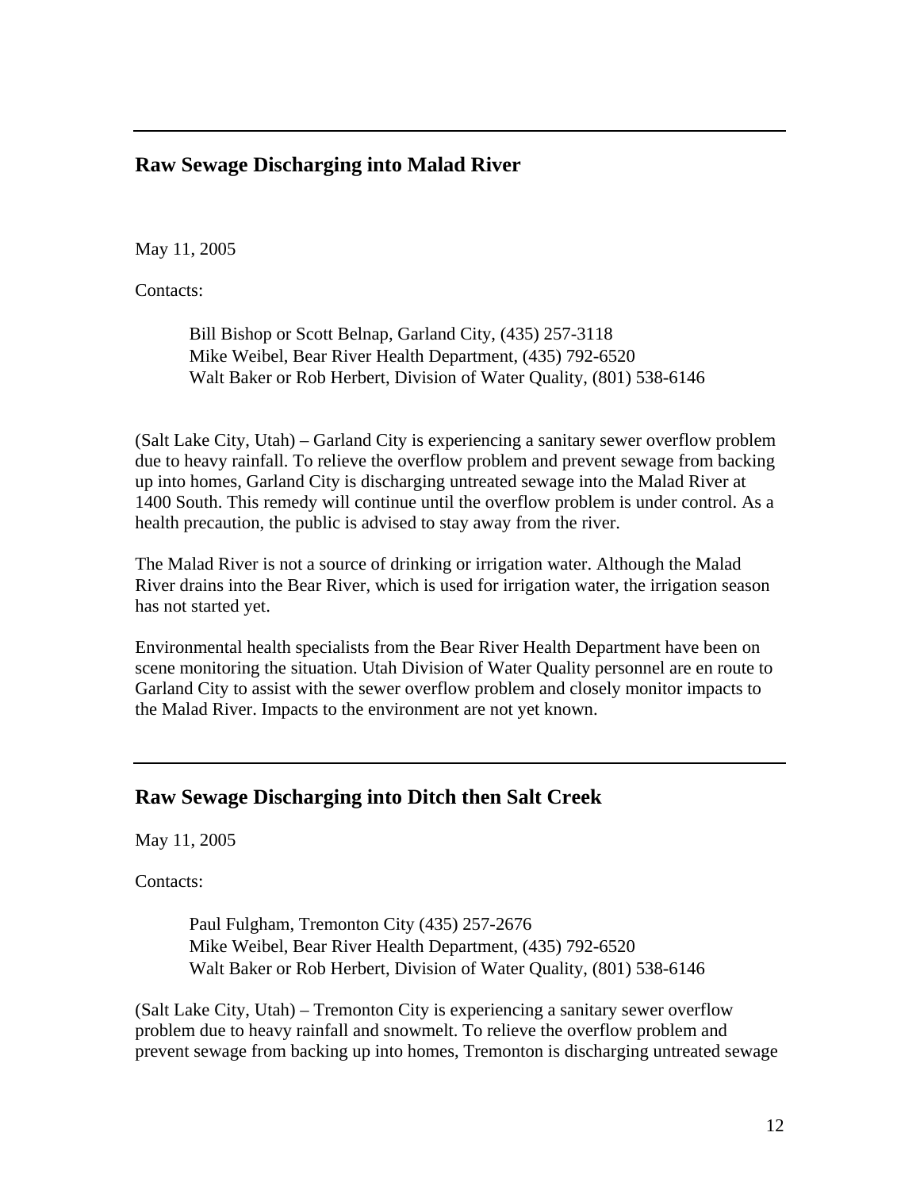---

## Raw Sewage Discharging into Malad River

May 11, 2005

Contacts:

> Bill Bishop or Scott Belnap, Garland City, (435) 257-3118
> Mike Weibel, Bear River Health Department, (435) 792-6520
> Walt Baker or Rob Herbert, Division of Water Quality, (801) 538-6146

(Salt Lake City, Utah) – Garland City is experiencing a sanitary sewer overflow problem due to heavy rainfall. To relieve the overflow problem and prevent sewage from backing up into homes, Garland City is discharging untreated sewage into the Malad River at 1400 South. This remedy will continue until the overflow problem is under control. As a health precaution, the public is advised to stay away from the river.

The Malad River is not a source of drinking or irrigation water. Although the Malad River drains into the Bear River, which is used for irrigation water, the irrigation season has not started yet.

Environmental health specialists from the Bear River Health Department have been on scene monitoring the situation. Utah Division of Water Quality personnel are en route to Garland City to assist with the sewer overflow problem and closely monitor impacts to the Malad River. Impacts to the environment are not yet known.

---

## Raw Sewage Discharging into Ditch then Salt Creek

May 11, 2005

Contacts:

> Paul Fulgham, Tremonton City (435) 257-2676
> Mike Weibel, Bear River Health Department, (435) 792-6520
> Walt Baker or Rob Herbert, Division of Water Quality, (801) 538-6146

(Salt Lake City, Utah) – Tremonton City is experiencing a sanitary sewer overflow problem due to heavy rainfall and snowmelt. To relieve the overflow problem and prevent sewage from backing up into homes, Tremonton is discharging untreated sewage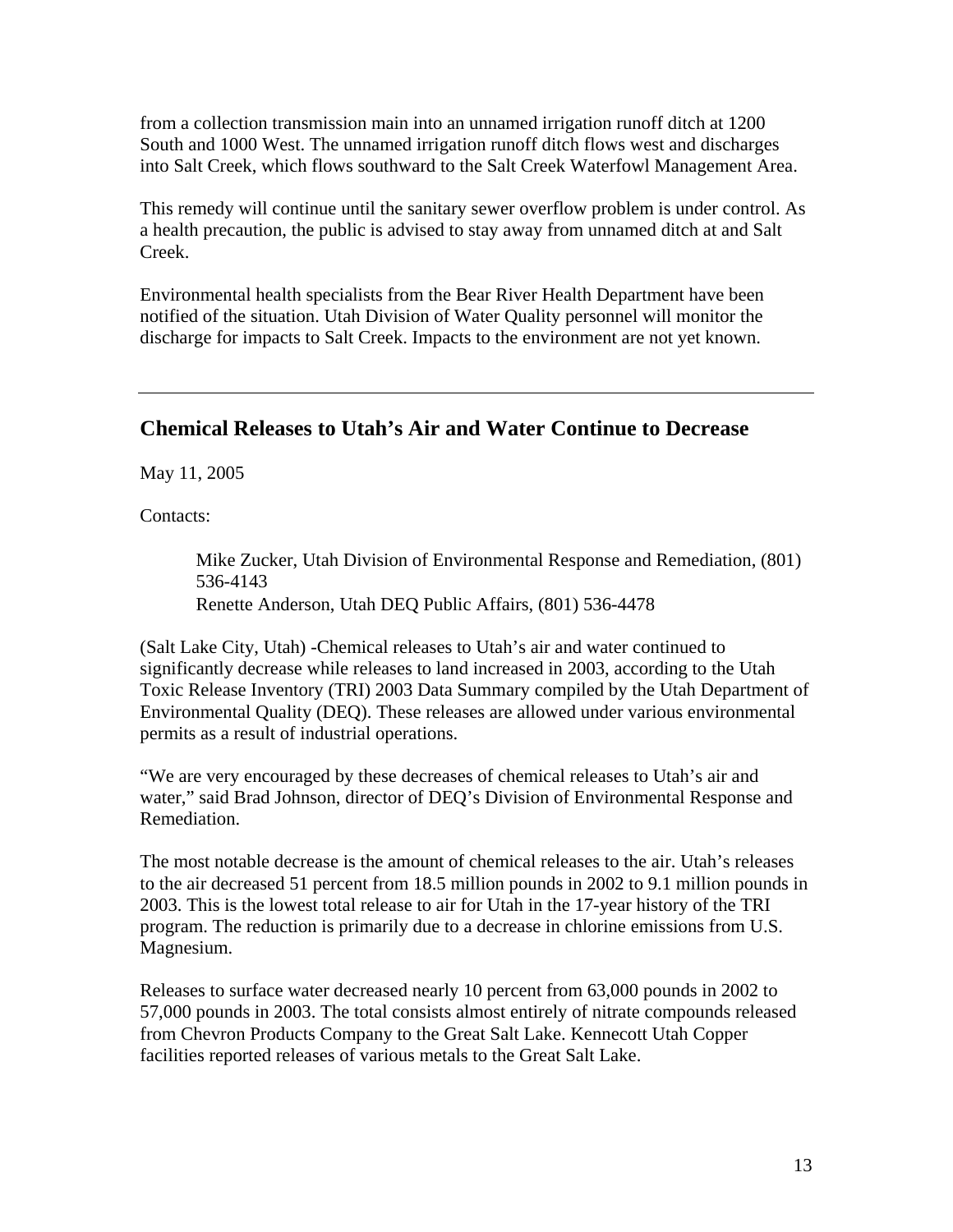from a collection transmission main into an unnamed irrigation runoff ditch at 1200 South and 1000 West. The unnamed irrigation runoff ditch flows west and discharges into Salt Creek, which flows southward to the Salt Creek Waterfowl Management Area.

This remedy will continue until the sanitary sewer overflow problem is under control. As a health precaution, the public is advised to stay away from unnamed ditch at and Salt Creek.

Environmental health specialists from the Bear River Health Department have been notified of the situation. Utah Division of Water Quality personnel will monitor the discharge for impacts to Salt Creek. Impacts to the environment are not yet known.

---

## Chemical Releases to Utah's Air and Water Continue to Decrease

May 11, 2005

Contacts:

> Mike Zucker, Utah Division of Environmental Response and Remediation, (801) 536-4143
> Renette Anderson, Utah DEQ Public Affairs, (801) 536-4478

(Salt Lake City, Utah) -Chemical releases to Utah's air and water continued to significantly decrease while releases to land increased in 2003, according to the Utah Toxic Release Inventory (TRI) 2003 Data Summary compiled by the Utah Department of Environmental Quality (DEQ). These releases are allowed under various environmental permits as a result of industrial operations.

"We are very encouraged by these decreases of chemical releases to Utah's air and water," said Brad Johnson, director of DEQ's Division of Environmental Response and Remediation.

The most notable decrease is the amount of chemical releases to the air. Utah's releases to the air decreased 51 percent from 18.5 million pounds in 2002 to 9.1 million pounds in 2003. This is the lowest total release to air for Utah in the 17-year history of the TRI program. The reduction is primarily due to a decrease in chlorine emissions from U.S. Magnesium.

Releases to surface water decreased nearly 10 percent from 63,000 pounds in 2002 to 57,000 pounds in 2003. The total consists almost entirely of nitrate compounds released from Chevron Products Company to the Great Salt Lake. Kennecott Utah Copper facilities reported releases of various metals to the Great Salt Lake.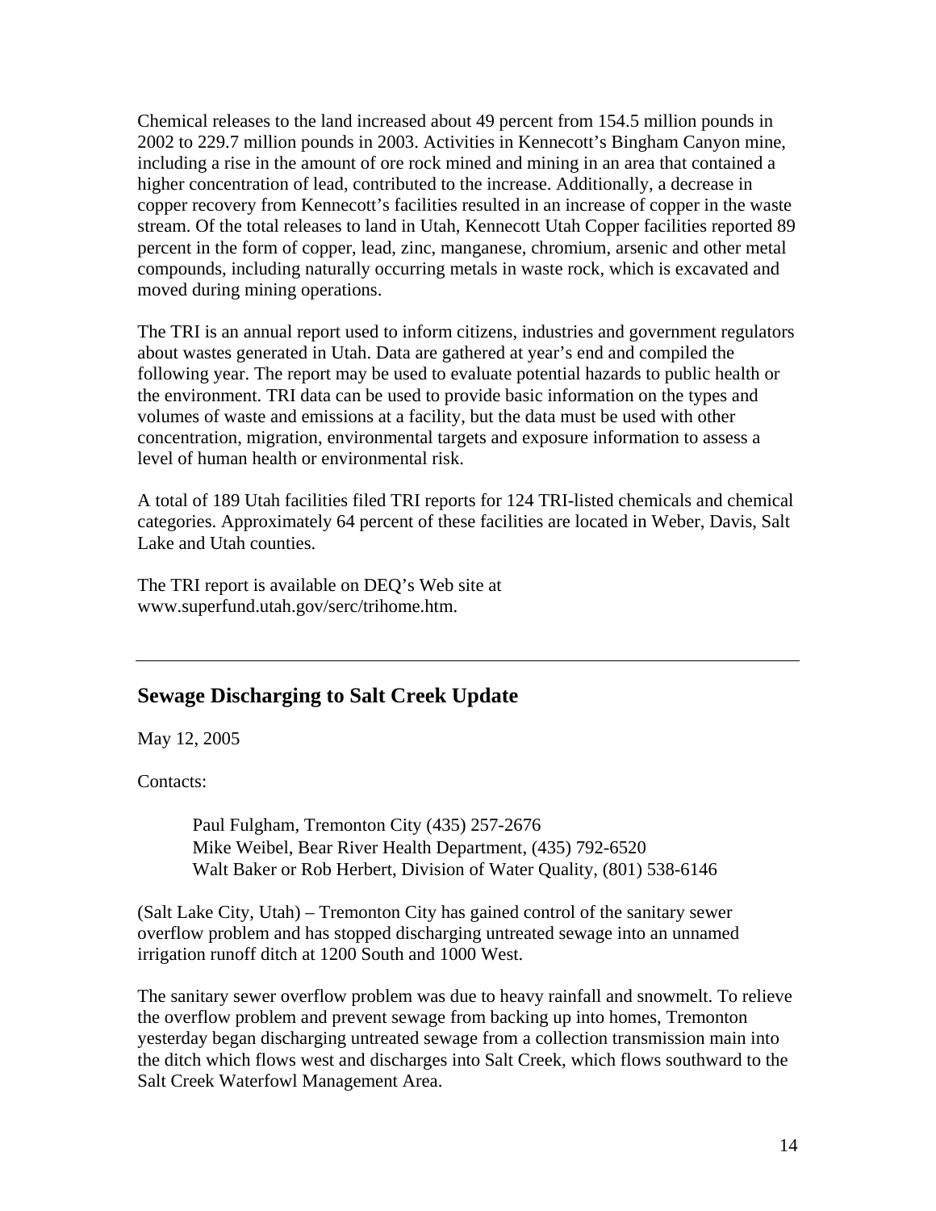Chemical releases to the land increased about 49 percent from 154.5 million pounds in 2002 to 229.7 million pounds in 2003. Activities in Kennecott's Bingham Canyon mine, including a rise in the amount of ore rock mined and mining in an area that contained a higher concentration of lead, contributed to the increase. Additionally, a decrease in copper recovery from Kennecott's facilities resulted in an increase of copper in the waste stream. Of the total releases to land in Utah, Kennecott Utah Copper facilities reported 89 percent in the form of copper, lead, zinc, manganese, chromium, arsenic and other metal compounds, including naturally occurring metals in waste rock, which is excavated and moved during mining operations.

The TRI is an annual report used to inform citizens, industries and government regulators about wastes generated in Utah. Data are gathered at year's end and compiled the following year. The report may be used to evaluate potential hazards to public health or the environment. TRI data can be used to provide basic information on the types and volumes of waste and emissions at a facility, but the data must be used with other concentration, migration, environmental targets and exposure information to assess a level of human health or environmental risk.

A total of 189 Utah facilities filed TRI reports for 124 TRI-listed chemicals and chemical categories. Approximately 64 percent of these facilities are located in Weber, Davis, Salt Lake and Utah counties.

The TRI report is available on DEQ's Web site at www.superfund.utah.gov/serc/trihome.htm.

---

## Sewage Discharging to Salt Creek Update

May 12, 2005

Contacts:

> Paul Fulgham, Tremonton City (435) 257-2676
> Mike Weibel, Bear River Health Department, (435) 792-6520
> Walt Baker or Rob Herbert, Division of Water Quality, (801) 538-6146

(Salt Lake City, Utah) – Tremonton City has gained control of the sanitary sewer overflow problem and has stopped discharging untreated sewage into an unnamed irrigation runoff ditch at 1200 South and 1000 West.

The sanitary sewer overflow problem was due to heavy rainfall and snowmelt. To relieve the overflow problem and prevent sewage from backing up into homes, Tremonton yesterday began discharging untreated sewage from a collection transmission main into the ditch which flows west and discharges into Salt Creek, which flows southward to the Salt Creek Waterfowl Management Area.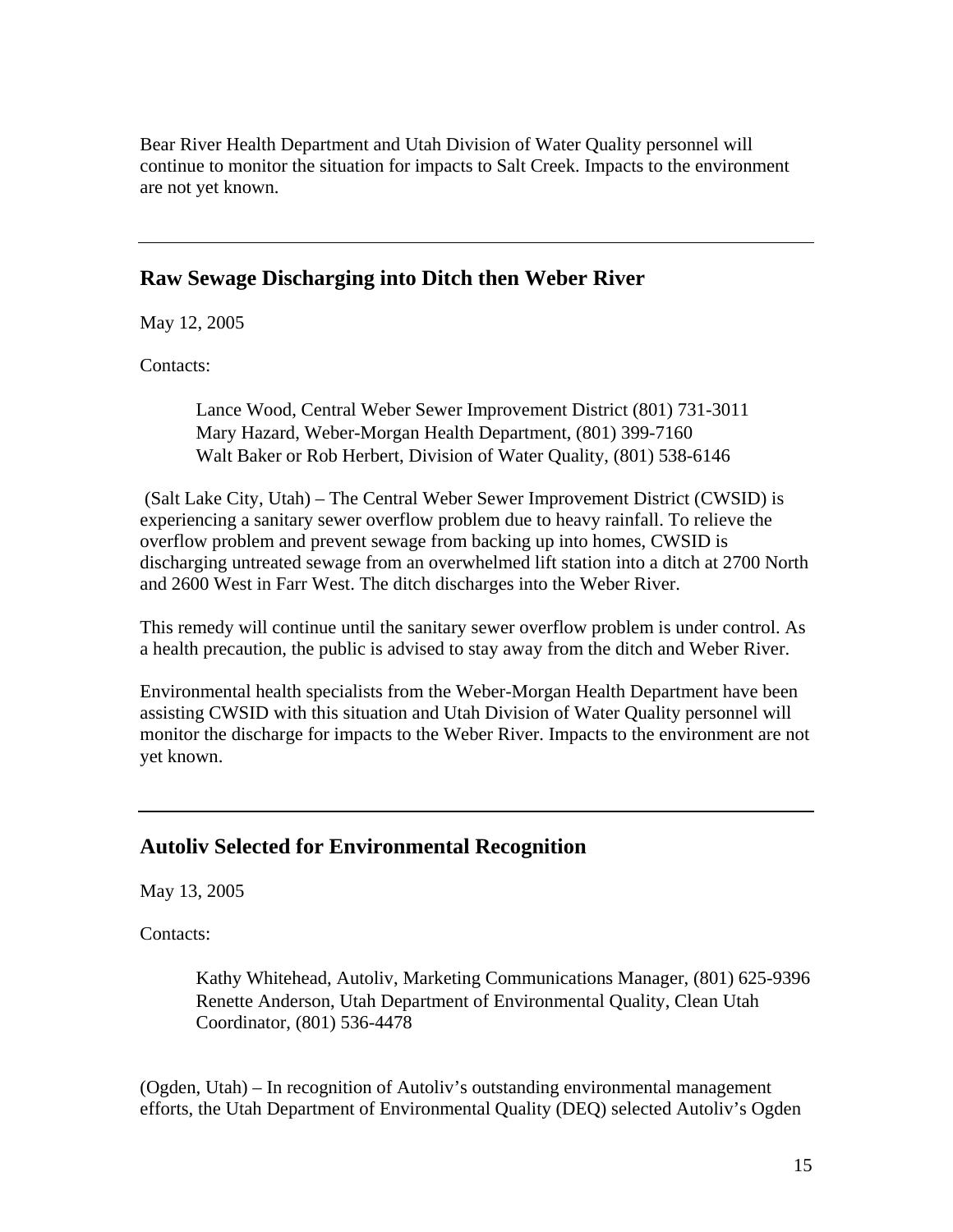Bear River Health Department and Utah Division of Water Quality personnel will continue to monitor the situation for impacts to Salt Creek. Impacts to the environment are not yet known.

---

## Raw Sewage Discharging into Ditch then Weber River

May 12, 2005

Contacts:

> Lance Wood, Central Weber Sewer Improvement District (801) 731-3011
> Mary Hazard, Weber-Morgan Health Department, (801) 399-7160
> Walt Baker or Rob Herbert, Division of Water Quality, (801) 538-6146

(Salt Lake City, Utah) – The Central Weber Sewer Improvement District (CWSID) is experiencing a sanitary sewer overflow problem due to heavy rainfall. To relieve the overflow problem and prevent sewage from backing up into homes, CWSID is discharging untreated sewage from an overwhelmed lift station into a ditch at 2700 North and 2600 West in Farr West. The ditch discharges into the Weber River.

This remedy will continue until the sanitary sewer overflow problem is under control. As a health precaution, the public is advised to stay away from the ditch and Weber River.

Environmental health specialists from the Weber-Morgan Health Department have been assisting CWSID with this situation and Utah Division of Water Quality personnel will monitor the discharge for impacts to the Weber River. Impacts to the environment are not yet known.

---

## Autoliv Selected for Environmental Recognition

May 13, 2005

Contacts:

> Kathy Whitehead, Autoliv, Marketing Communications Manager, (801) 625-9396
> Renette Anderson, Utah Department of Environmental Quality, Clean Utah Coordinator, (801) 536-4478

(Ogden, Utah) – In recognition of Autoliv's outstanding environmental management efforts, the Utah Department of Environmental Quality (DEQ) selected Autoliv's Ogden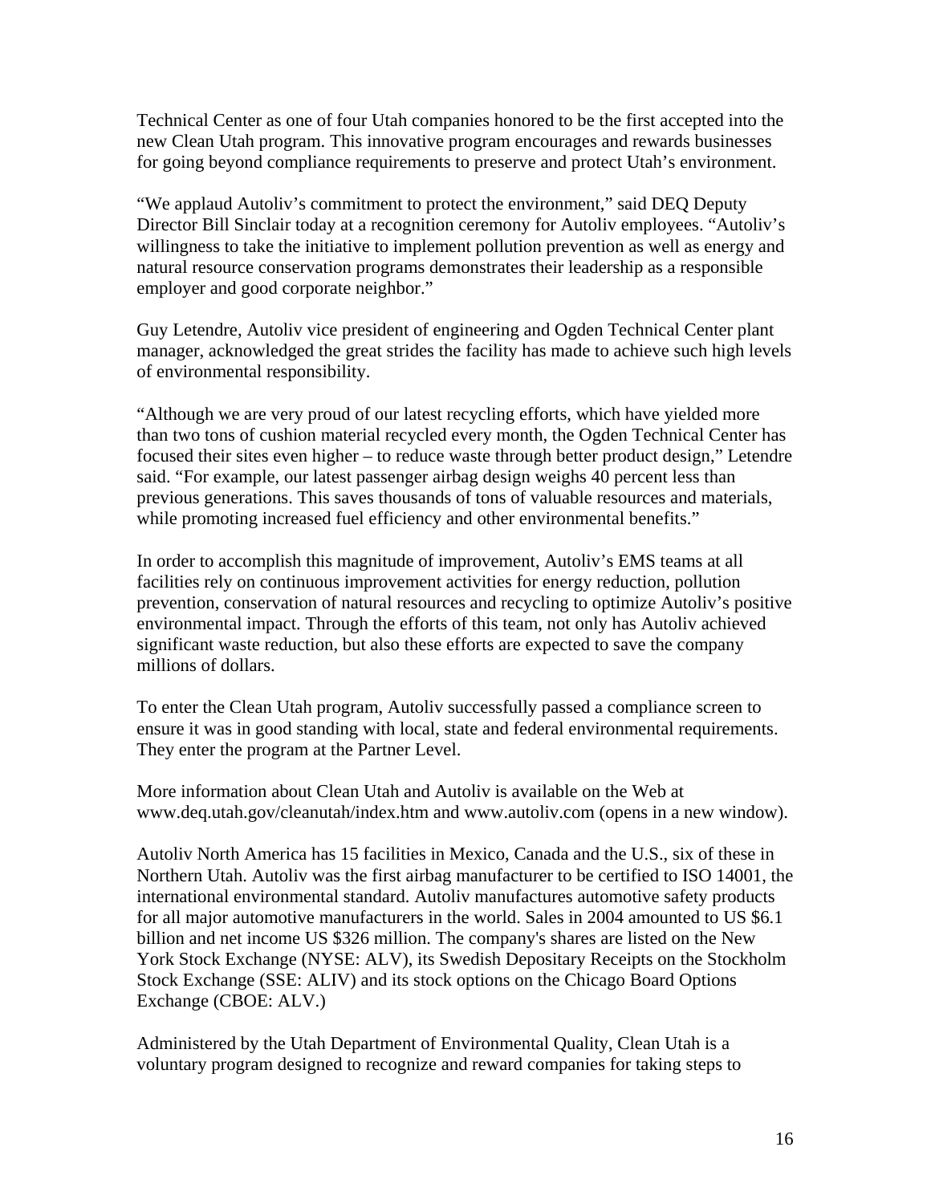Technical Center as one of four Utah companies honored to be the first accepted into the new Clean Utah program. This innovative program encourages and rewards businesses for going beyond compliance requirements to preserve and protect Utah's environment.

"We applaud Autoliv's commitment to protect the environment," said DEQ Deputy Director Bill Sinclair today at a recognition ceremony for Autoliv employees. "Autoliv's willingness to take the initiative to implement pollution prevention as well as energy and natural resource conservation programs demonstrates their leadership as a responsible employer and good corporate neighbor."

Guy Letendre, Autoliv vice president of engineering and Ogden Technical Center plant manager, acknowledged the great strides the facility has made to achieve such high levels of environmental responsibility.

"Although we are very proud of our latest recycling efforts, which have yielded more than two tons of cushion material recycled every month, the Ogden Technical Center has focused their sites even higher – to reduce waste through better product design," Letendre said. "For example, our latest passenger airbag design weighs 40 percent less than previous generations. This saves thousands of tons of valuable resources and materials, while promoting increased fuel efficiency and other environmental benefits."

In order to accomplish this magnitude of improvement, Autoliv's EMS teams at all facilities rely on continuous improvement activities for energy reduction, pollution prevention, conservation of natural resources and recycling to optimize Autoliv's positive environmental impact. Through the efforts of this team, not only has Autoliv achieved significant waste reduction, but also these efforts are expected to save the company millions of dollars.

To enter the Clean Utah program, Autoliv successfully passed a compliance screen to ensure it was in good standing with local, state and federal environmental requirements. They enter the program at the Partner Level.

More information about Clean Utah and Autoliv is available on the Web at www.deq.utah.gov/cleanutah/index.htm and www.autoliv.com (opens in a new window).

Autoliv North America has 15 facilities in Mexico, Canada and the U.S., six of these in Northern Utah. Autoliv was the first airbag manufacturer to be certified to ISO 14001, the international environmental standard. Autoliv manufactures automotive safety products for all major automotive manufacturers in the world. Sales in 2004 amounted to US $6.1 billion and net income US $326 million. The company's shares are listed on the New York Stock Exchange (NYSE: ALV), its Swedish Depositary Receipts on the Stockholm Stock Exchange (SSE: ALIV) and its stock options on the Chicago Board Options Exchange (CBOE: ALV.)

Administered by the Utah Department of Environmental Quality, Clean Utah is a voluntary program designed to recognize and reward companies for taking steps to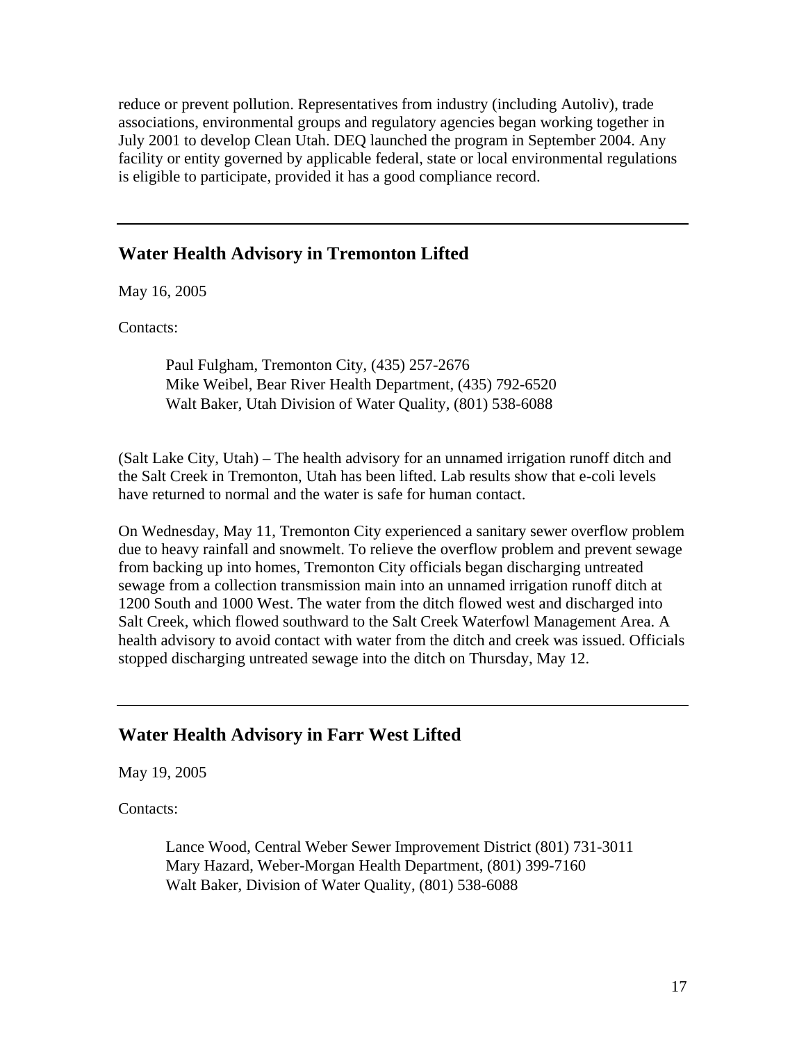reduce or prevent pollution. Representatives from industry (including Autoliv), trade associations, environmental groups and regulatory agencies began working together in July 2001 to develop Clean Utah. DEQ launched the program in September 2004. Any facility or entity governed by applicable federal, state or local environmental regulations is eligible to participate, provided it has a good compliance record.

---

## Water Health Advisory in Tremonton Lifted

May 16, 2005

Contacts:

> Paul Fulgham, Tremonton City, (435) 257-2676
> Mike Weibel, Bear River Health Department, (435) 792-6520
> Walt Baker, Utah Division of Water Quality, (801) 538-6088

(Salt Lake City, Utah) – The health advisory for an unnamed irrigation runoff ditch and the Salt Creek in Tremonton, Utah has been lifted. Lab results show that e-coli levels have returned to normal and the water is safe for human contact.

On Wednesday, May 11, Tremonton City experienced a sanitary sewer overflow problem due to heavy rainfall and snowmelt. To relieve the overflow problem and prevent sewage from backing up into homes, Tremonton City officials began discharging untreated sewage from a collection transmission main into an unnamed irrigation runoff ditch at 1200 South and 1000 West. The water from the ditch flowed west and discharged into Salt Creek, which flowed southward to the Salt Creek Waterfowl Management Area. A health advisory to avoid contact with water from the ditch and creek was issued. Officials stopped discharging untreated sewage into the ditch on Thursday, May 12.

---

## Water Health Advisory in Farr West Lifted

May 19, 2005

Contacts:

> Lance Wood, Central Weber Sewer Improvement District (801) 731-3011
> Mary Hazard, Weber-Morgan Health Department, (801) 399-7160
> Walt Baker, Division of Water Quality, (801) 538-6088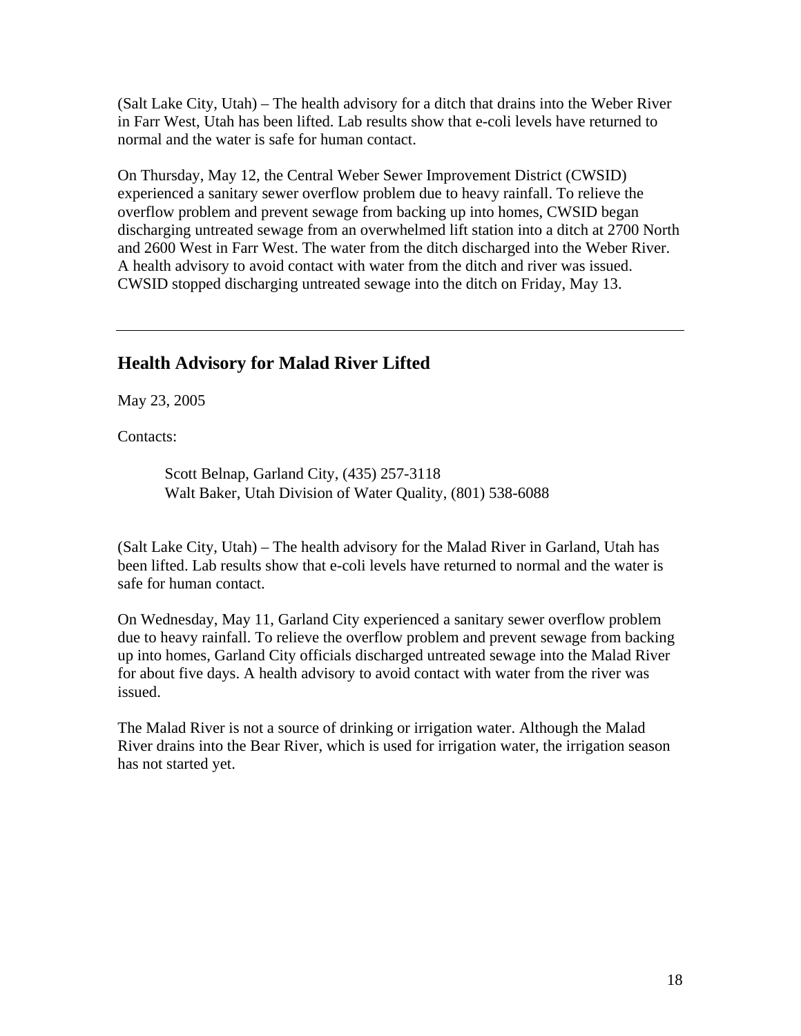(Salt Lake City, Utah) – The health advisory for a ditch that drains into the Weber River in Farr West, Utah has been lifted. Lab results show that e-coli levels have returned to normal and the water is safe for human contact.

On Thursday, May 12, the Central Weber Sewer Improvement District (CWSID) experienced a sanitary sewer overflow problem due to heavy rainfall. To relieve the overflow problem and prevent sewage from backing up into homes, CWSID began discharging untreated sewage from an overwhelmed lift station into a ditch at 2700 North and 2600 West in Farr West. The water from the ditch discharged into the Weber River. A health advisory to avoid contact with water from the ditch and river was issued. CWSID stopped discharging untreated sewage into the ditch on Friday, May 13.

---

## Health Advisory for Malad River Lifted

May 23, 2005

Contacts:

> Scott Belnap, Garland City, (435) 257-3118
> Walt Baker, Utah Division of Water Quality, (801) 538-6088

(Salt Lake City, Utah) – The health advisory for the Malad River in Garland, Utah has been lifted. Lab results show that e-coli levels have returned to normal and the water is safe for human contact.

On Wednesday, May 11, Garland City experienced a sanitary sewer overflow problem due to heavy rainfall. To relieve the overflow problem and prevent sewage from backing up into homes, Garland City officials discharged untreated sewage into the Malad River for about five days. A health advisory to avoid contact with water from the river was issued.

The Malad River is not a source of drinking or irrigation water. Although the Malad River drains into the Bear River, which is used for irrigation water, the irrigation season has not started yet.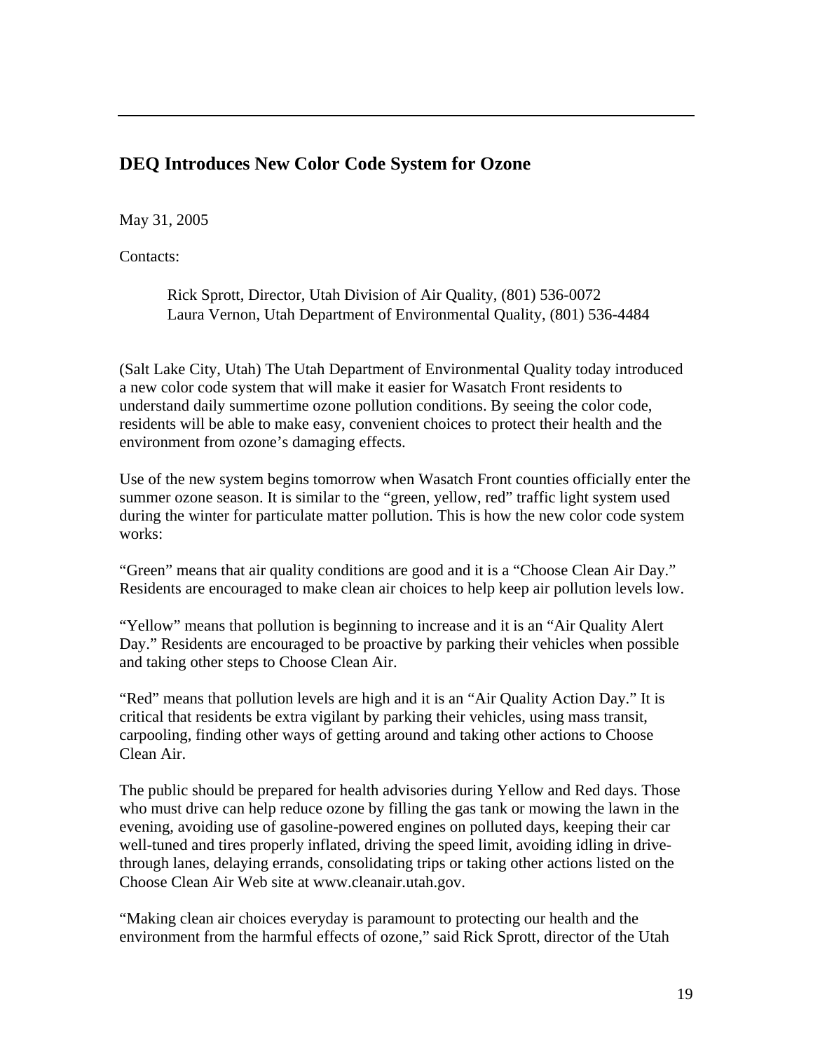## DEQ Introduces New Color Code System for Ozone

May 31, 2005

Contacts:

Rick Sprott, Director, Utah Division of Air Quality, (801) 536-0072
Laura Vernon, Utah Department of Environmental Quality, (801) 536-4484

(Salt Lake City, Utah) The Utah Department of Environmental Quality today introduced a new color code system that will make it easier for Wasatch Front residents to understand daily summertime ozone pollution conditions. By seeing the color code, residents will be able to make easy, convenient choices to protect their health and the environment from ozone's damaging effects.

Use of the new system begins tomorrow when Wasatch Front counties officially enter the summer ozone season. It is similar to the "green, yellow, red" traffic light system used during the winter for particulate matter pollution. This is how the new color code system works:

"Green" means that air quality conditions are good and it is a "Choose Clean Air Day." Residents are encouraged to make clean air choices to help keep air pollution levels low.

"Yellow" means that pollution is beginning to increase and it is an "Air Quality Alert Day." Residents are encouraged to be proactive by parking their vehicles when possible and taking other steps to Choose Clean Air.

"Red" means that pollution levels are high and it is an "Air Quality Action Day." It is critical that residents be extra vigilant by parking their vehicles, using mass transit, carpooling, finding other ways of getting around and taking other actions to Choose Clean Air.

The public should be prepared for health advisories during Yellow and Red days. Those who must drive can help reduce ozone by filling the gas tank or mowing the lawn in the evening, avoiding use of gasoline-powered engines on polluted days, keeping their car well-tuned and tires properly inflated, driving the speed limit, avoiding idling in drive-through lanes, delaying errands, consolidating trips or taking other actions listed on the Choose Clean Air Web site at www.cleanair.utah.gov.

"Making clean air choices everyday is paramount to protecting our health and the environment from the harmful effects of ozone," said Rick Sprott, director of the Utah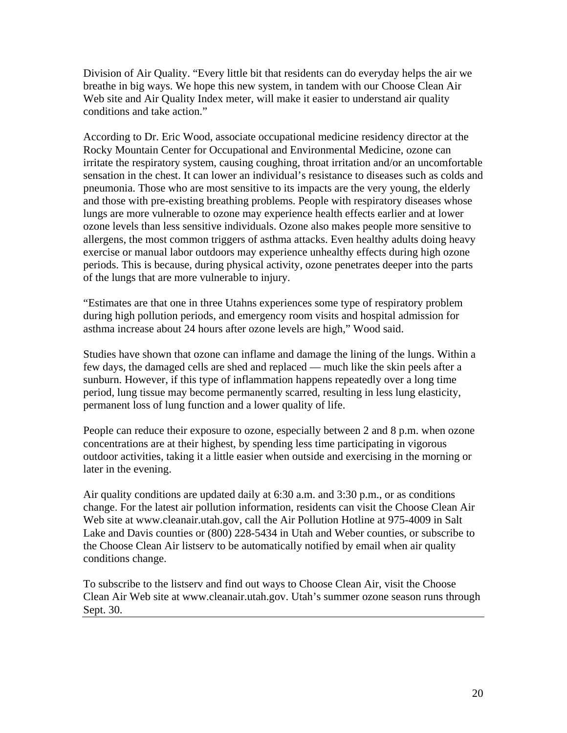Division of Air Quality. "Every little bit that residents can do everyday helps the air we breathe in big ways. We hope this new system, in tandem with our Choose Clean Air Web site and Air Quality Index meter, will make it easier to understand air quality conditions and take action."

According to Dr. Eric Wood, associate occupational medicine residency director at the Rocky Mountain Center for Occupational and Environmental Medicine, ozone can irritate the respiratory system, causing coughing, throat irritation and/or an uncomfortable sensation in the chest. It can lower an individual's resistance to diseases such as colds and pneumonia. Those who are most sensitive to its impacts are the very young, the elderly and those with pre-existing breathing problems. People with respiratory diseases whose lungs are more vulnerable to ozone may experience health effects earlier and at lower ozone levels than less sensitive individuals. Ozone also makes people more sensitive to allergens, the most common triggers of asthma attacks. Even healthy adults doing heavy exercise or manual labor outdoors may experience unhealthy effects during high ozone periods. This is because, during physical activity, ozone penetrates deeper into the parts of the lungs that are more vulnerable to injury.

"Estimates are that one in three Utahns experiences some type of respiratory problem during high pollution periods, and emergency room visits and hospital admission for asthma increase about 24 hours after ozone levels are high," Wood said.

Studies have shown that ozone can inflame and damage the lining of the lungs. Within a few days, the damaged cells are shed and replaced — much like the skin peels after a sunburn. However, if this type of inflammation happens repeatedly over a long time period, lung tissue may become permanently scarred, resulting in less lung elasticity, permanent loss of lung function and a lower quality of life.

People can reduce their exposure to ozone, especially between 2 and 8 p.m. when ozone concentrations are at their highest, by spending less time participating in vigorous outdoor activities, taking it a little easier when outside and exercising in the morning or later in the evening.

Air quality conditions are updated daily at 6:30 a.m. and 3:30 p.m., or as conditions change. For the latest air pollution information, residents can visit the Choose Clean Air Web site at www.cleanair.utah.gov, call the Air Pollution Hotline at 975-4009 in Salt Lake and Davis counties or (800) 228-5434 in Utah and Weber counties, or subscribe to the Choose Clean Air listserv to be automatically notified by email when air quality conditions change.

To subscribe to the listserv and find out ways to Choose Clean Air, visit the Choose Clean Air Web site at www.cleanair.utah.gov. Utah's summer ozone season runs through Sept. 30.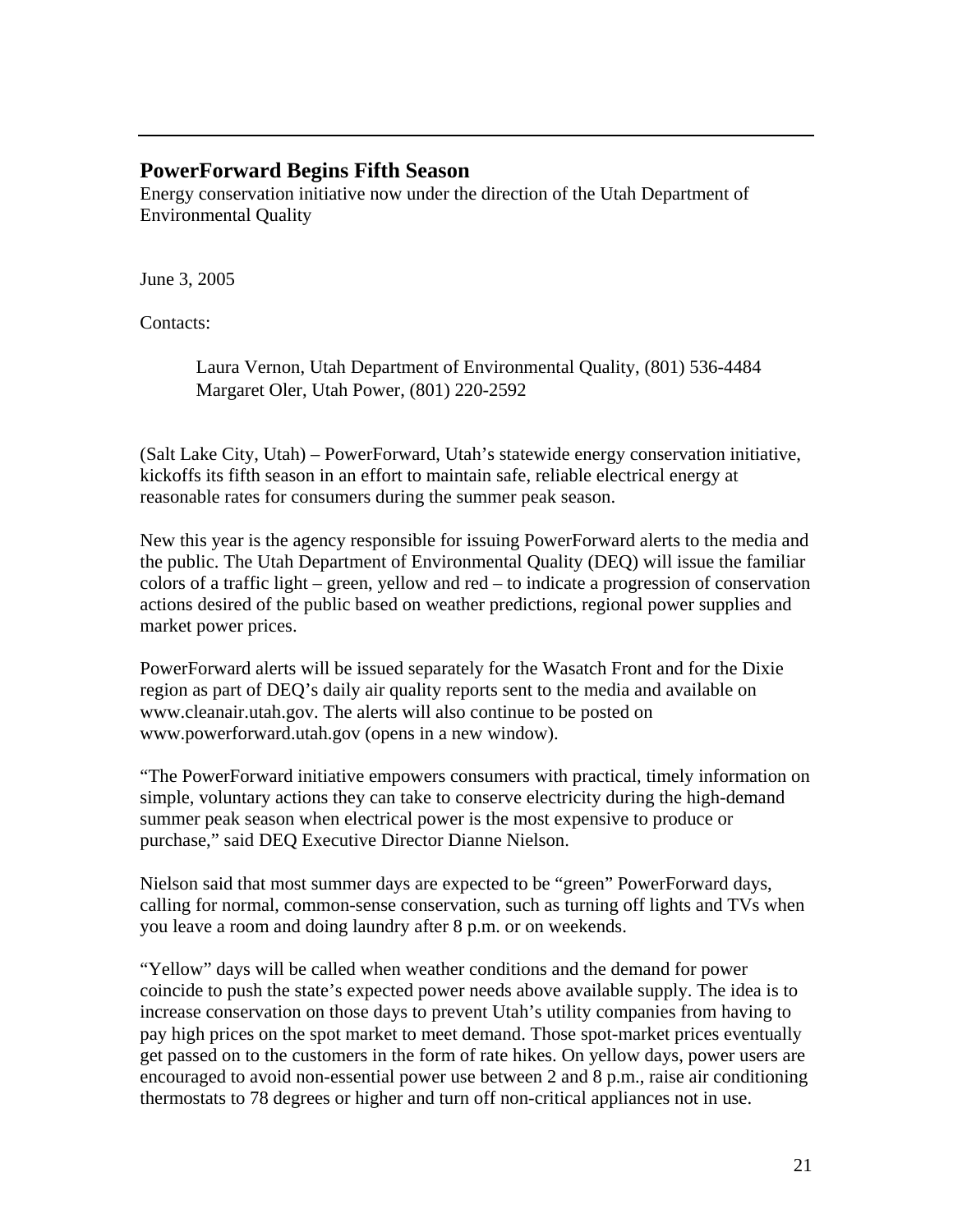---

## PowerForward Begins Fifth Season

Energy conservation initiative now under the direction of the Utah Department of Environmental Quality

June 3, 2005

Contacts:

> Laura Vernon, Utah Department of Environmental Quality, (801) 536-4484
> Margaret Oler, Utah Power, (801) 220-2592

(Salt Lake City, Utah) – PowerForward, Utah's statewide energy conservation initiative, kickoffs its fifth season in an effort to maintain safe, reliable electrical energy at reasonable rates for consumers during the summer peak season.

New this year is the agency responsible for issuing PowerForward alerts to the media and the public. The Utah Department of Environmental Quality (DEQ) will issue the familiar colors of a traffic light – green, yellow and red – to indicate a progression of conservation actions desired of the public based on weather predictions, regional power supplies and market power prices.

PowerForward alerts will be issued separately for the Wasatch Front and for the Dixie region as part of DEQ's daily air quality reports sent to the media and available on www.cleanair.utah.gov. The alerts will also continue to be posted on www.powerforward.utah.gov (opens in a new window).

"The PowerForward initiative empowers consumers with practical, timely information on simple, voluntary actions they can take to conserve electricity during the high-demand summer peak season when electrical power is the most expensive to produce or purchase," said DEQ Executive Director Dianne Nielson.

Nielson said that most summer days are expected to be "green" PowerForward days, calling for normal, common-sense conservation, such as turning off lights and TVs when you leave a room and doing laundry after 8 p.m. or on weekends.

"Yellow" days will be called when weather conditions and the demand for power coincide to push the state's expected power needs above available supply. The idea is to increase conservation on those days to prevent Utah's utility companies from having to pay high prices on the spot market to meet demand. Those spot-market prices eventually get passed on to the customers in the form of rate hikes. On yellow days, power users are encouraged to avoid non-essential power use between 2 and 8 p.m., raise air conditioning thermostats to 78 degrees or higher and turn off non-critical appliances not in use.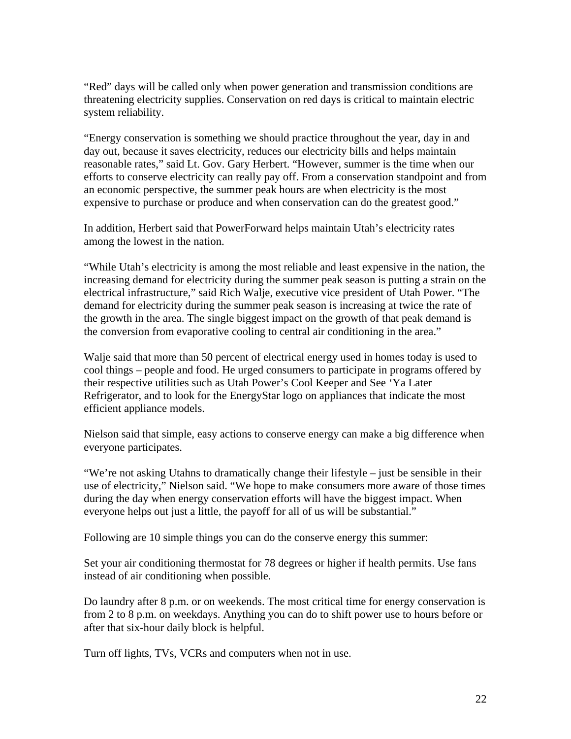"Red" days will be called only when power generation and transmission conditions are threatening electricity supplies. Conservation on red days is critical to maintain electric system reliability.

"Energy conservation is something we should practice throughout the year, day in and day out, because it saves electricity, reduces our electricity bills and helps maintain reasonable rates," said Lt. Gov. Gary Herbert. "However, summer is the time when our efforts to conserve electricity can really pay off. From a conservation standpoint and from an economic perspective, the summer peak hours are when electricity is the most expensive to purchase or produce and when conservation can do the greatest good."

In addition, Herbert said that PowerForward helps maintain Utah's electricity rates among the lowest in the nation.

"While Utah's electricity is among the most reliable and least expensive in the nation, the increasing demand for electricity during the summer peak season is putting a strain on the electrical infrastructure," said Rich Walje, executive vice president of Utah Power. "The demand for electricity during the summer peak season is increasing at twice the rate of the growth in the area. The single biggest impact on the growth of that peak demand is the conversion from evaporative cooling to central air conditioning in the area."

Walje said that more than 50 percent of electrical energy used in homes today is used to cool things – people and food. He urged consumers to participate in programs offered by their respective utilities such as Utah Power's Cool Keeper and See 'Ya Later Refrigerator, and to look for the EnergyStar logo on appliances that indicate the most efficient appliance models.

Nielson said that simple, easy actions to conserve energy can make a big difference when everyone participates.

"We're not asking Utahns to dramatically change their lifestyle – just be sensible in their use of electricity," Nielson said. "We hope to make consumers more aware of those times during the day when energy conservation efforts will have the biggest impact. When everyone helps out just a little, the payoff for all of us will be substantial."

Following are 10 simple things you can do the conserve energy this summer:

Set your air conditioning thermostat for 78 degrees or higher if health permits. Use fans instead of air conditioning when possible.

Do laundry after 8 p.m. or on weekends. The most critical time for energy conservation is from 2 to 8 p.m. on weekdays. Anything you can do to shift power use to hours before or after that six-hour daily block is helpful.

Turn off lights, TVs, VCRs and computers when not in use.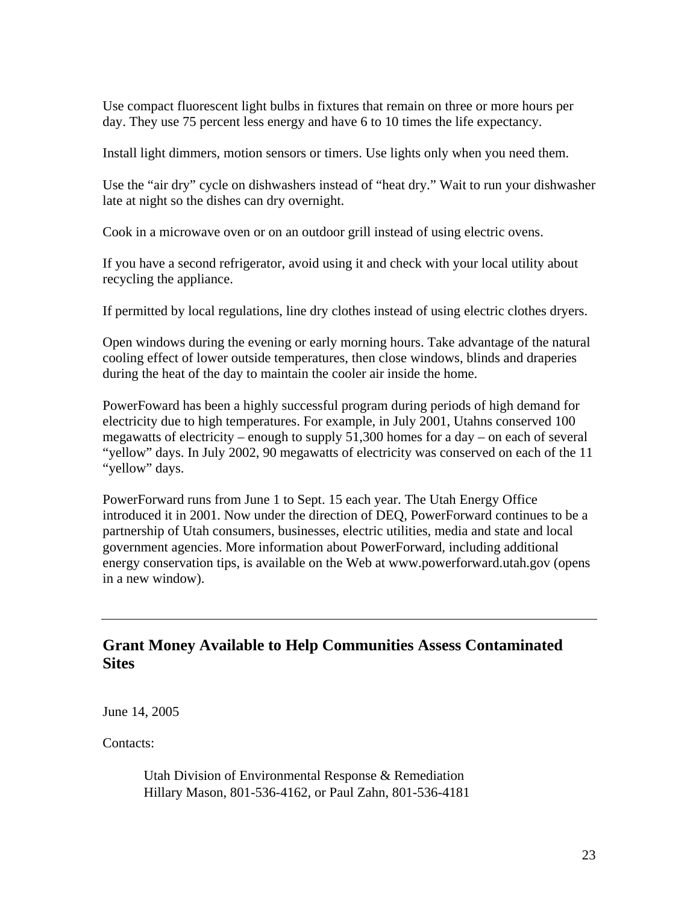Use compact fluorescent light bulbs in fixtures that remain on three or more hours per day. They use 75 percent less energy and have 6 to 10 times the life expectancy.

Install light dimmers, motion sensors or timers. Use lights only when you need them.

Use the “air dry” cycle on dishwashers instead of “heat dry.” Wait to run your dishwasher late at night so the dishes can dry overnight.

Cook in a microwave oven or on an outdoor grill instead of using electric ovens.

If you have a second refrigerator, avoid using it and check with your local utility about recycling the appliance.

If permitted by local regulations, line dry clothes instead of using electric clothes dryers.

Open windows during the evening or early morning hours. Take advantage of the natural cooling effect of lower outside temperatures, then close windows, blinds and draperies during the heat of the day to maintain the cooler air inside the home.

PowerFoward has been a highly successful program during periods of high demand for electricity due to high temperatures. For example, in July 2001, Utahns conserved 100 megawatts of electricity – enough to supply 51,300 homes for a day – on each of several “yellow” days. In July 2002, 90 megawatts of electricity was conserved on each of the 11 “yellow” days.

PowerForward runs from June 1 to Sept. 15 each year. The Utah Energy Office introduced it in 2001. Now under the direction of DEQ, PowerForward continues to be a partnership of Utah consumers, businesses, electric utilities, media and state and local government agencies. More information about PowerForward, including additional energy conservation tips, is available on the Web at www.powerforward.utah.gov (opens in a new window).

---

## Grant Money Available to Help Communities Assess Contaminated Sites

June 14, 2005

Contacts:

> Utah Division of Environmental Response & Remediation
> Hillary Mason, 801-536-4162, or Paul Zahn, 801-536-4181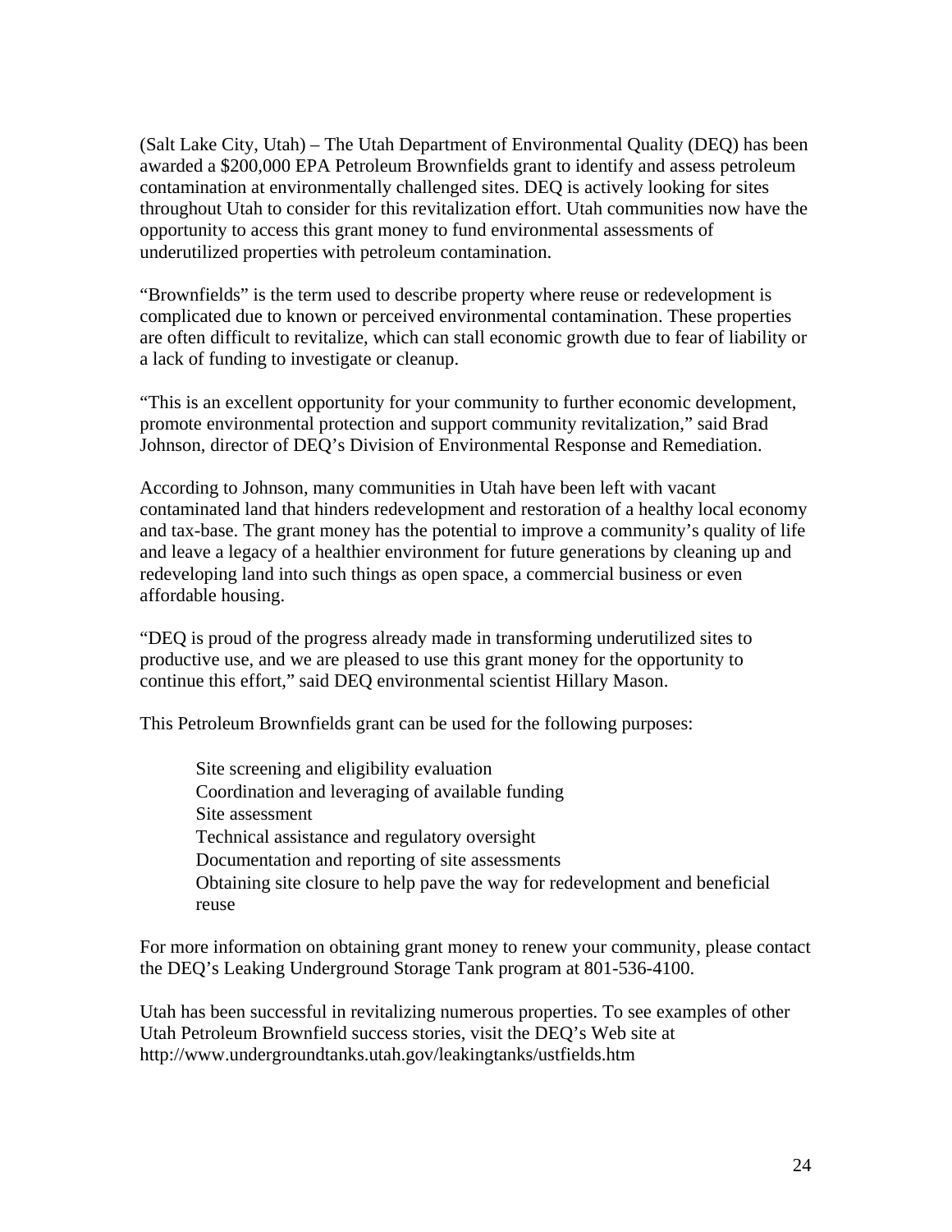(Salt Lake City, Utah) – The Utah Department of Environmental Quality (DEQ) has been awarded a $200,000 EPA Petroleum Brownfields grant to identify and assess petroleum contamination at environmentally challenged sites. DEQ is actively looking for sites throughout Utah to consider for this revitalization effort. Utah communities now have the opportunity to access this grant money to fund environmental assessments of underutilized properties with petroleum contamination.

"Brownfields" is the term used to describe property where reuse or redevelopment is complicated due to known or perceived environmental contamination. These properties are often difficult to revitalize, which can stall economic growth due to fear of liability or a lack of funding to investigate or cleanup.

"This is an excellent opportunity for your community to further economic development, promote environmental protection and support community revitalization," said Brad Johnson, director of DEQ's Division of Environmental Response and Remediation.

According to Johnson, many communities in Utah have been left with vacant contaminated land that hinders redevelopment and restoration of a healthy local economy and tax-base. The grant money has the potential to improve a community's quality of life and leave a legacy of a healthier environment for future generations by cleaning up and redeveloping land into such things as open space, a commercial business or even affordable housing.

"DEQ is proud of the progress already made in transforming underutilized sites to productive use, and we are pleased to use this grant money for the opportunity to continue this effort," said DEQ environmental scientist Hillary Mason.

This Petroleum Brownfields grant can be used for the following purposes:

- Site screening and eligibility evaluation
- Coordination and leveraging of available funding
- Site assessment
- Technical assistance and regulatory oversight
- Documentation and reporting of site assessments
- Obtaining site closure to help pave the way for redevelopment and beneficial reuse

For more information on obtaining grant money to renew your community, please contact the DEQ's Leaking Underground Storage Tank program at 801-536-4100.

Utah has been successful in revitalizing numerous properties. To see examples of other Utah Petroleum Brownfield success stories, visit the DEQ's Web site at http://www.undergroundtanks.utah.gov/leakingtanks/ustfields.htm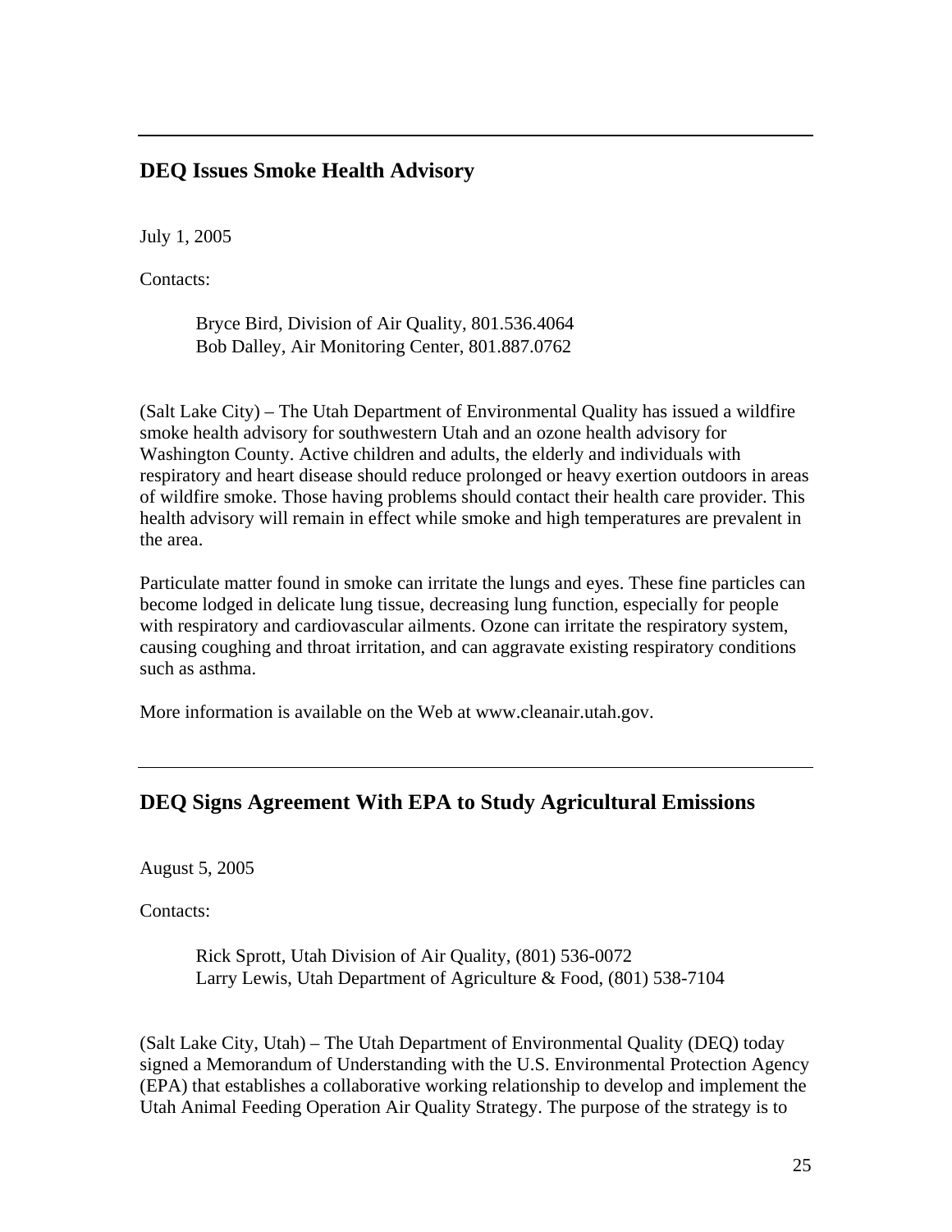---

## DEQ Issues Smoke Health Advisory

July 1, 2005

Contacts:

Bryce Bird, Division of Air Quality, 801.536.4064
Bob Dalley, Air Monitoring Center, 801.887.0762

(Salt Lake City) – The Utah Department of Environmental Quality has issued a wildfire smoke health advisory for southwestern Utah and an ozone health advisory for Washington County. Active children and adults, the elderly and individuals with respiratory and heart disease should reduce prolonged or heavy exertion outdoors in areas of wildfire smoke. Those having problems should contact their health care provider. This health advisory will remain in effect while smoke and high temperatures are prevalent in the area.

Particulate matter found in smoke can irritate the lungs and eyes. These fine particles can become lodged in delicate lung tissue, decreasing lung function, especially for people with respiratory and cardiovascular ailments. Ozone can irritate the respiratory system, causing coughing and throat irritation, and can aggravate existing respiratory conditions such as asthma.

More information is available on the Web at www.cleanair.utah.gov.

---

## DEQ Signs Agreement With EPA to Study Agricultural Emissions

August 5, 2005

Contacts:

Rick Sprott, Utah Division of Air Quality, (801) 536-0072
Larry Lewis, Utah Department of Agriculture & Food, (801) 538-7104

(Salt Lake City, Utah) – The Utah Department of Environmental Quality (DEQ) today signed a Memorandum of Understanding with the U.S. Environmental Protection Agency (EPA) that establishes a collaborative working relationship to develop and implement the Utah Animal Feeding Operation Air Quality Strategy. The purpose of the strategy is to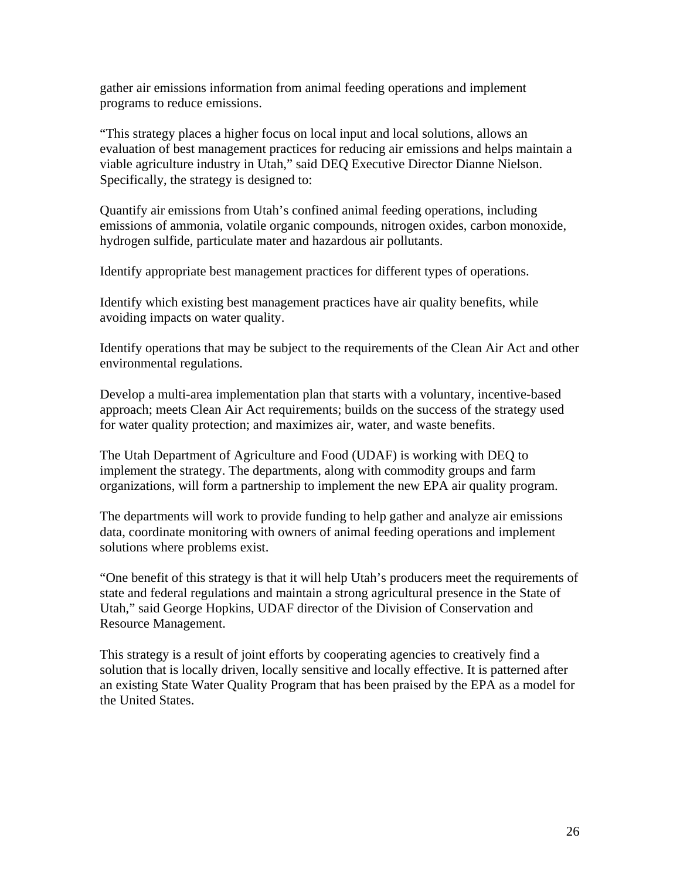gather air emissions information from animal feeding operations and implement programs to reduce emissions.

"This strategy places a higher focus on local input and local solutions, allows an evaluation of best management practices for reducing air emissions and helps maintain a viable agriculture industry in Utah," said DEQ Executive Director Dianne Nielson. Specifically, the strategy is designed to:

Quantify air emissions from Utah's confined animal feeding operations, including emissions of ammonia, volatile organic compounds, nitrogen oxides, carbon monoxide, hydrogen sulfide, particulate mater and hazardous air pollutants.

Identify appropriate best management practices for different types of operations.

Identify which existing best management practices have air quality benefits, while avoiding impacts on water quality.

Identify operations that may be subject to the requirements of the Clean Air Act and other environmental regulations.

Develop a multi-area implementation plan that starts with a voluntary, incentive-based approach; meets Clean Air Act requirements; builds on the success of the strategy used for water quality protection; and maximizes air, water, and waste benefits.

The Utah Department of Agriculture and Food (UDAF) is working with DEQ to implement the strategy. The departments, along with commodity groups and farm organizations, will form a partnership to implement the new EPA air quality program.

The departments will work to provide funding to help gather and analyze air emissions data, coordinate monitoring with owners of animal feeding operations and implement solutions where problems exist.

"One benefit of this strategy is that it will help Utah's producers meet the requirements of state and federal regulations and maintain a strong agricultural presence in the State of Utah," said George Hopkins, UDAF director of the Division of Conservation and Resource Management.

This strategy is a result of joint efforts by cooperating agencies to creatively find a solution that is locally driven, locally sensitive and locally effective. It is patterned after an existing State Water Quality Program that has been praised by the EPA as a model for the United States.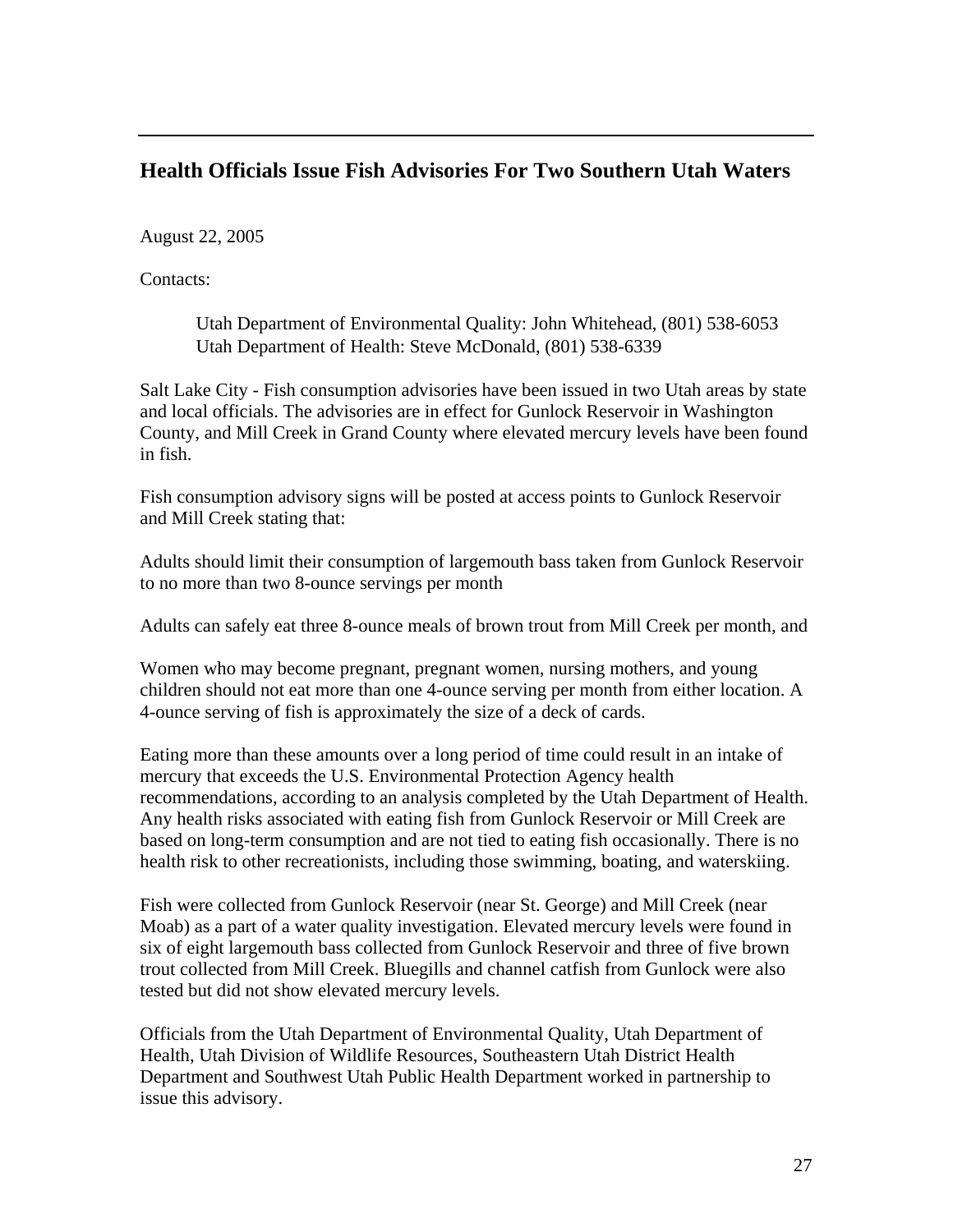---

## Health Officials Issue Fish Advisories For Two Southern Utah Waters

August 22, 2005

Contacts:

> Utah Department of Environmental Quality: John Whitehead, (801) 538-6053
> Utah Department of Health: Steve McDonald, (801) 538-6339

Salt Lake City - Fish consumption advisories have been issued in two Utah areas by state and local officials. The advisories are in effect for Gunlock Reservoir in Washington County, and Mill Creek in Grand County where elevated mercury levels have been found in fish.

Fish consumption advisory signs will be posted at access points to Gunlock Reservoir and Mill Creek stating that:

Adults should limit their consumption of largemouth bass taken from Gunlock Reservoir to no more than two 8-ounce servings per month

Adults can safely eat three 8-ounce meals of brown trout from Mill Creek per month, and

Women who may become pregnant, pregnant women, nursing mothers, and young children should not eat more than one 4-ounce serving per month from either location. A 4-ounce serving of fish is approximately the size of a deck of cards.

Eating more than these amounts over a long period of time could result in an intake of mercury that exceeds the U.S. Environmental Protection Agency health recommendations, according to an analysis completed by the Utah Department of Health. Any health risks associated with eating fish from Gunlock Reservoir or Mill Creek are based on long-term consumption and are not tied to eating fish occasionally. There is no health risk to other recreationists, including those swimming, boating, and waterskiing.

Fish were collected from Gunlock Reservoir (near St. George) and Mill Creek (near Moab) as a part of a water quality investigation. Elevated mercury levels were found in six of eight largemouth bass collected from Gunlock Reservoir and three of five brown trout collected from Mill Creek. Bluegills and channel catfish from Gunlock were also tested but did not show elevated mercury levels.

Officials from the Utah Department of Environmental Quality, Utah Department of Health, Utah Division of Wildlife Resources, Southeastern Utah District Health Department and Southwest Utah Public Health Department worked in partnership to issue this advisory.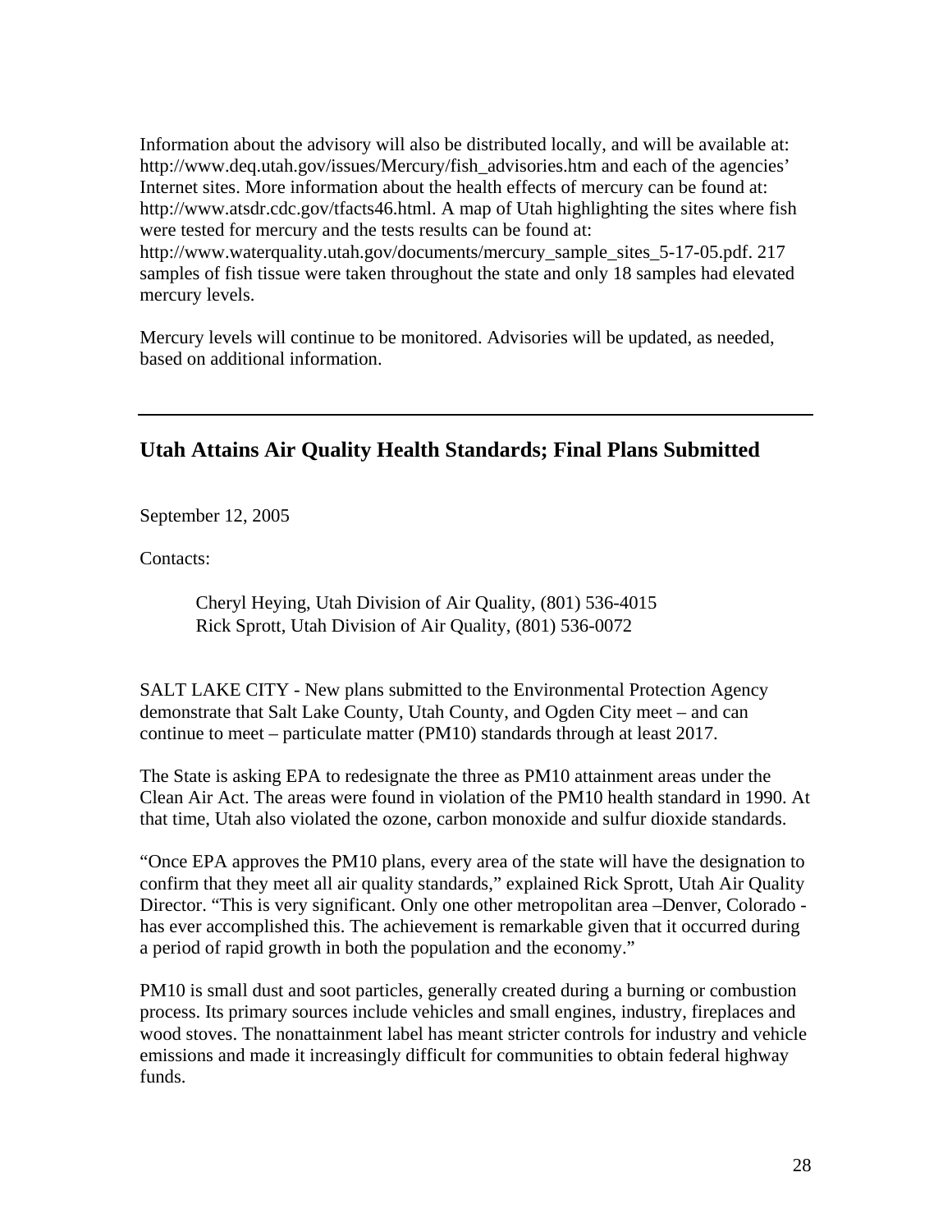Information about the advisory will also be distributed locally, and will be available at: http://www.deq.utah.gov/issues/Mercury/fish_advisories.htm and each of the agencies' Internet sites. More information about the health effects of mercury can be found at: http://www.atsdr.cdc.gov/tfacts46.html. A map of Utah highlighting the sites where fish were tested for mercury and the tests results can be found at: http://www.waterquality.utah.gov/documents/mercury_sample_sites_5-17-05.pdf. 217 samples of fish tissue were taken throughout the state and only 18 samples had elevated mercury levels.

Mercury levels will continue to be monitored. Advisories will be updated, as needed, based on additional information.

---

## Utah Attains Air Quality Health Standards; Final Plans Submitted

September 12, 2005

Contacts:

> Cheryl Heying, Utah Division of Air Quality, (801) 536-4015
> Rick Sprott, Utah Division of Air Quality, (801) 536-0072

SALT LAKE CITY - New plans submitted to the Environmental Protection Agency demonstrate that Salt Lake County, Utah County, and Ogden City meet – and can continue to meet – particulate matter (PM10) standards through at least 2017.

The State is asking EPA to redesignate the three as PM10 attainment areas under the Clean Air Act. The areas were found in violation of the PM10 health standard in 1990. At that time, Utah also violated the ozone, carbon monoxide and sulfur dioxide standards.

"Once EPA approves the PM10 plans, every area of the state will have the designation to confirm that they meet all air quality standards," explained Rick Sprott, Utah Air Quality Director. "This is very significant. Only one other metropolitan area –Denver, Colorado - has ever accomplished this. The achievement is remarkable given that it occurred during a period of rapid growth in both the population and the economy."

PM10 is small dust and soot particles, generally created during a burning or combustion process. Its primary sources include vehicles and small engines, industry, fireplaces and wood stoves. The nonattainment label has meant stricter controls for industry and vehicle emissions and made it increasingly difficult for communities to obtain federal highway funds.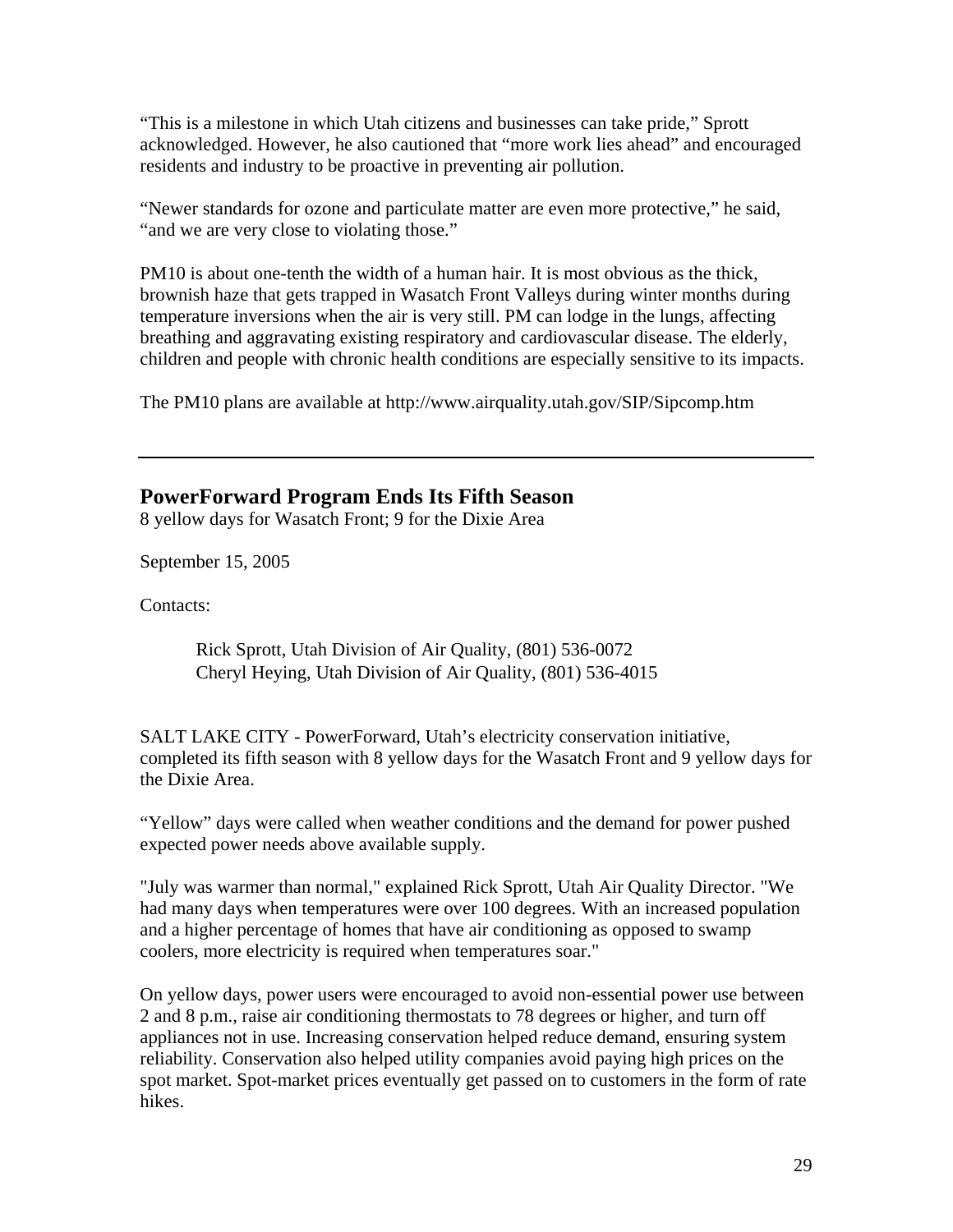“This is a milestone in which Utah citizens and businesses can take pride,” Sprott acknowledged. However, he also cautioned that “more work lies ahead” and encouraged residents and industry to be proactive in preventing air pollution.

“Newer standards for ozone and particulate matter are even more protective,” he said, “and we are very close to violating those.”

PM10 is about one-tenth the width of a human hair. It is most obvious as the thick, brownish haze that gets trapped in Wasatch Front Valleys during winter months during temperature inversions when the air is very still. PM can lodge in the lungs, affecting breathing and aggravating existing respiratory and cardiovascular disease. The elderly, children and people with chronic health conditions are especially sensitive to its impacts.

The PM10 plans are available at http://www.airquality.utah.gov/SIP/Sipcomp.htm

---

## PowerForward Program Ends Its Fifth Season

8 yellow days for Wasatch Front; 9 for the Dixie Area

September 15, 2005

Contacts:

> Rick Sprott, Utah Division of Air Quality, (801) 536-0072
> Cheryl Heying, Utah Division of Air Quality, (801) 536-4015

SALT LAKE CITY - PowerForward, Utah’s electricity conservation initiative, completed its fifth season with 8 yellow days for the Wasatch Front and 9 yellow days for the Dixie Area.

“Yellow” days were called when weather conditions and the demand for power pushed expected power needs above available supply.

"July was warmer than normal," explained Rick Sprott, Utah Air Quality Director. "We had many days when temperatures were over 100 degrees. With an increased population and a higher percentage of homes that have air conditioning as opposed to swamp coolers, more electricity is required when temperatures soar."

On yellow days, power users were encouraged to avoid non-essential power use between 2 and 8 p.m., raise air conditioning thermostats to 78 degrees or higher, and turn off appliances not in use. Increasing conservation helped reduce demand, ensuring system reliability. Conservation also helped utility companies avoid paying high prices on the spot market. Spot-market prices eventually get passed on to customers in the form of rate hikes.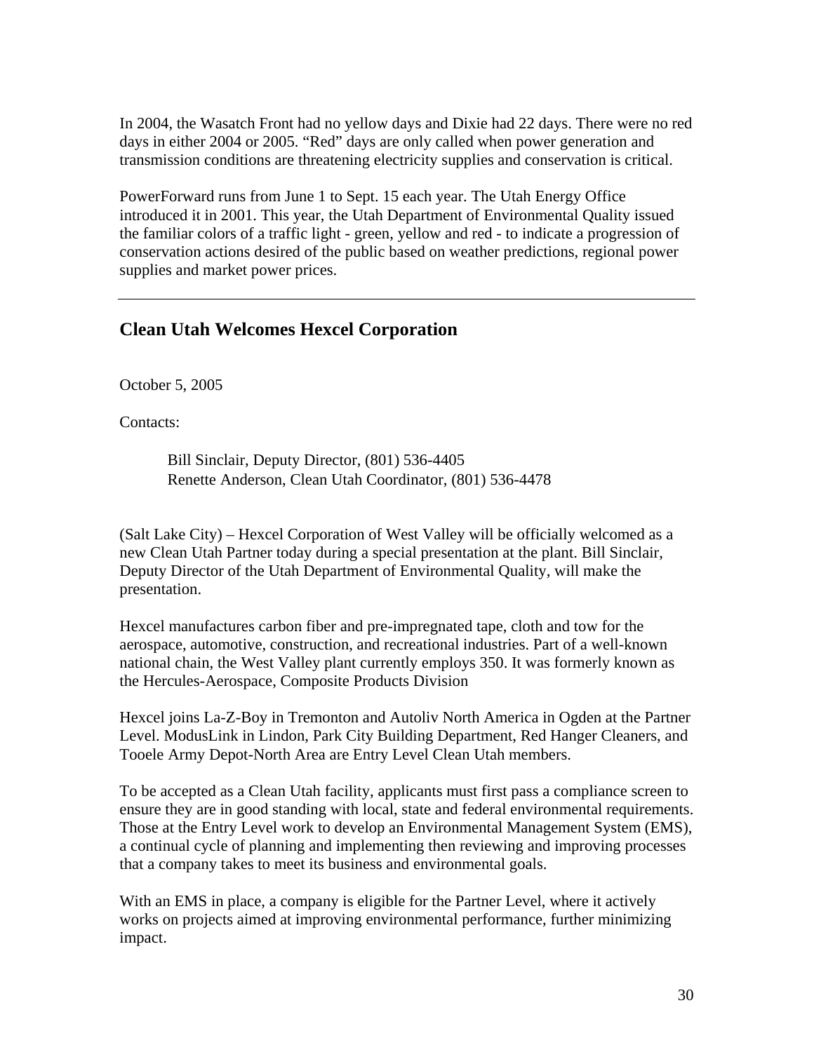In 2004, the Wasatch Front had no yellow days and Dixie had 22 days. There were no red days in either 2004 or 2005. "Red" days are only called when power generation and transmission conditions are threatening electricity supplies and conservation is critical.

PowerForward runs from June 1 to Sept. 15 each year. The Utah Energy Office introduced it in 2001. This year, the Utah Department of Environmental Quality issued the familiar colors of a traffic light - green, yellow and red - to indicate a progression of conservation actions desired of the public based on weather predictions, regional power supplies and market power prices.

---

## Clean Utah Welcomes Hexcel Corporation

October 5, 2005

Contacts:

> Bill Sinclair, Deputy Director, (801) 536-4405
> Renette Anderson, Clean Utah Coordinator, (801) 536-4478

(Salt Lake City) – Hexcel Corporation of West Valley will be officially welcomed as a new Clean Utah Partner today during a special presentation at the plant. Bill Sinclair, Deputy Director of the Utah Department of Environmental Quality, will make the presentation.

Hexcel manufactures carbon fiber and pre-impregnated tape, cloth and tow for the aerospace, automotive, construction, and recreational industries. Part of a well-known national chain, the West Valley plant currently employs 350. It was formerly known as the Hercules-Aerospace, Composite Products Division

Hexcel joins La-Z-Boy in Tremonton and Autoliv North America in Ogden at the Partner Level. ModusLink in Lindon, Park City Building Department, Red Hanger Cleaners, and Tooele Army Depot-North Area are Entry Level Clean Utah members.

To be accepted as a Clean Utah facility, applicants must first pass a compliance screen to ensure they are in good standing with local, state and federal environmental requirements. Those at the Entry Level work to develop an Environmental Management System (EMS), a continual cycle of planning and implementing then reviewing and improving processes that a company takes to meet its business and environmental goals.

With an EMS in place, a company is eligible for the Partner Level, where it actively works on projects aimed at improving environmental performance, further minimizing impact.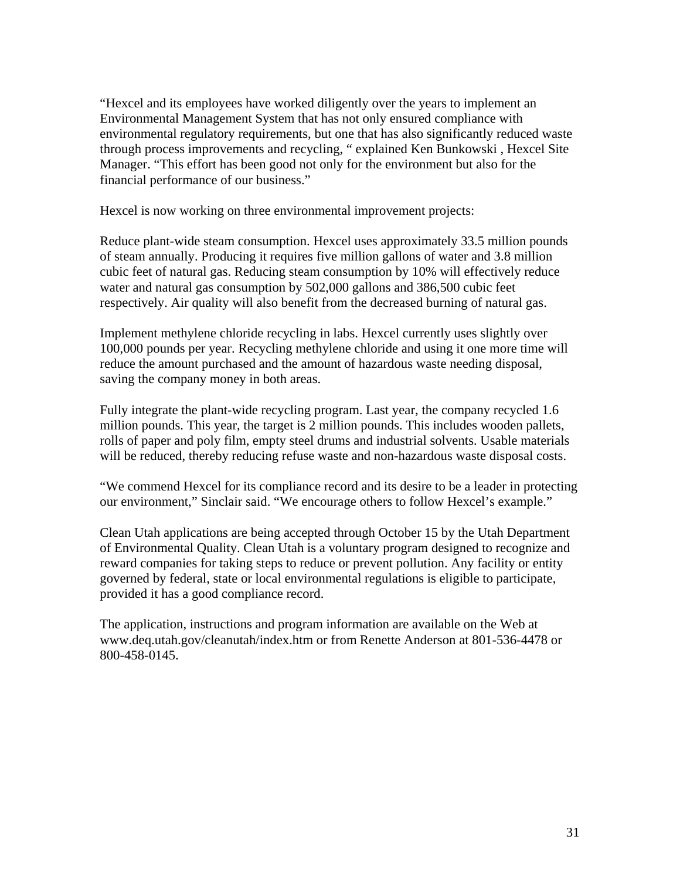"Hexcel and its employees have worked diligently over the years to implement an Environmental Management System that has not only ensured compliance with environmental regulatory requirements, but one that has also significantly reduced waste through process improvements and recycling, " explained Ken Bunkowski , Hexcel Site Manager. "This effort has been good not only for the environment but also for the financial performance of our business."

Hexcel is now working on three environmental improvement projects:

Reduce plant-wide steam consumption. Hexcel uses approximately 33.5 million pounds of steam annually. Producing it requires five million gallons of water and 3.8 million cubic feet of natural gas. Reducing steam consumption by 10% will effectively reduce water and natural gas consumption by 502,000 gallons and 386,500 cubic feet respectively. Air quality will also benefit from the decreased burning of natural gas.

Implement methylene chloride recycling in labs. Hexcel currently uses slightly over 100,000 pounds per year. Recycling methylene chloride and using it one more time will reduce the amount purchased and the amount of hazardous waste needing disposal, saving the company money in both areas.

Fully integrate the plant-wide recycling program. Last year, the company recycled 1.6 million pounds. This year, the target is 2 million pounds. This includes wooden pallets, rolls of paper and poly film, empty steel drums and industrial solvents. Usable materials will be reduced, thereby reducing refuse waste and non-hazardous waste disposal costs.

"We commend Hexcel for its compliance record and its desire to be a leader in protecting our environment," Sinclair said. "We encourage others to follow Hexcel's example."

Clean Utah applications are being accepted through October 15 by the Utah Department of Environmental Quality. Clean Utah is a voluntary program designed to recognize and reward companies for taking steps to reduce or prevent pollution. Any facility or entity governed by federal, state or local environmental regulations is eligible to participate, provided it has a good compliance record.

The application, instructions and program information are available on the Web at www.deq.utah.gov/cleanutah/index.htm or from Renette Anderson at 801-536-4478 or 800-458-0145.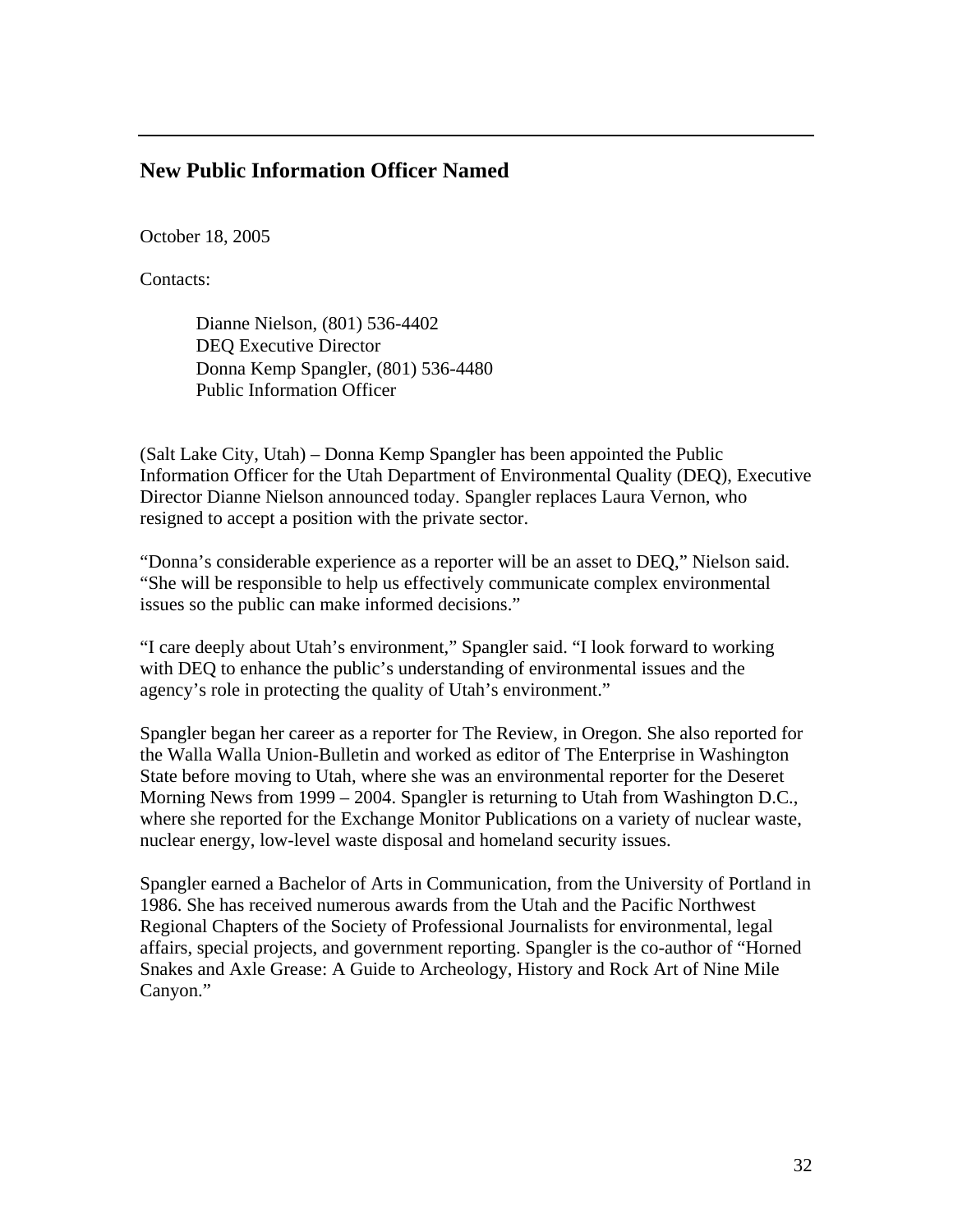## New Public Information Officer Named

October 18, 2005

Contacts:

> Dianne Nielson, (801) 536-4402
> DEQ Executive Director
> Donna Kemp Spangler, (801) 536-4480
> Public Information Officer

(Salt Lake City, Utah) – Donna Kemp Spangler has been appointed the Public Information Officer for the Utah Department of Environmental Quality (DEQ), Executive Director Dianne Nielson announced today. Spangler replaces Laura Vernon, who resigned to accept a position with the private sector.

"Donna's considerable experience as a reporter will be an asset to DEQ," Nielson said. "She will be responsible to help us effectively communicate complex environmental issues so the public can make informed decisions."

"I care deeply about Utah's environment," Spangler said. "I look forward to working with DEQ to enhance the public's understanding of environmental issues and the agency's role in protecting the quality of Utah's environment."

Spangler began her career as a reporter for The Review, in Oregon. She also reported for the Walla Walla Union-Bulletin and worked as editor of The Enterprise in Washington State before moving to Utah, where she was an environmental reporter for the Deseret Morning News from 1999 – 2004. Spangler is returning to Utah from Washington D.C., where she reported for the Exchange Monitor Publications on a variety of nuclear waste, nuclear energy, low-level waste disposal and homeland security issues.

Spangler earned a Bachelor of Arts in Communication, from the University of Portland in 1986. She has received numerous awards from the Utah and the Pacific Northwest Regional Chapters of the Society of Professional Journalists for environmental, legal affairs, special projects, and government reporting. Spangler is the co-author of "Horned Snakes and Axle Grease: A Guide to Archeology, History and Rock Art of Nine Mile Canyon."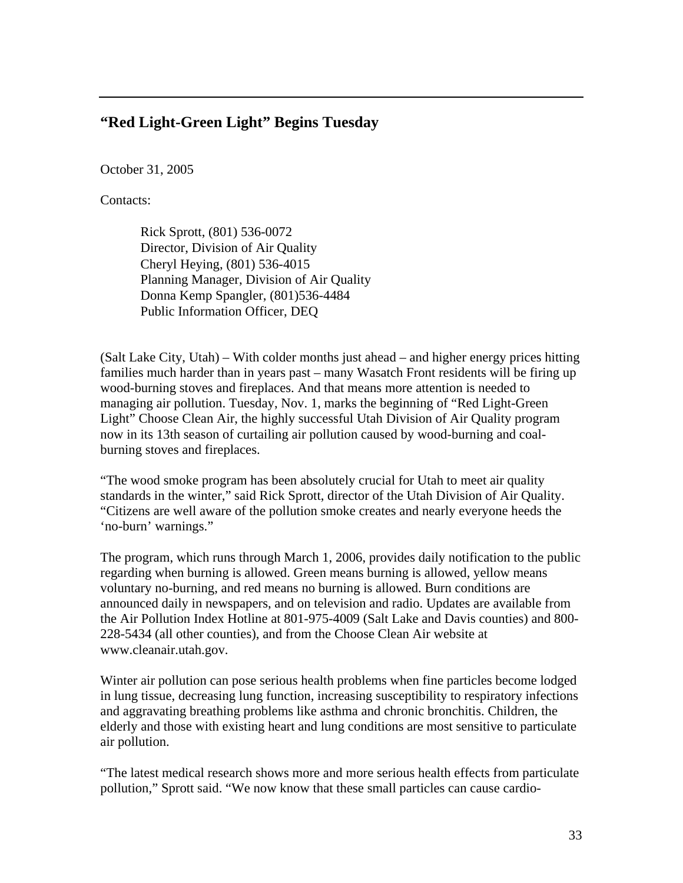## “Red Light-Green Light” Begins Tuesday

October 31, 2005

Contacts:

> Rick Sprott, (801) 536-0072
> Director, Division of Air Quality
> Cheryl Heying, (801) 536-4015
> Planning Manager, Division of Air Quality
> Donna Kemp Spangler, (801)536-4484
> Public Information Officer, DEQ

(Salt Lake City, Utah) – With colder months just ahead – and higher energy prices hitting families much harder than in years past – many Wasatch Front residents will be firing up wood-burning stoves and fireplaces. And that means more attention is needed to managing air pollution. Tuesday, Nov. 1, marks the beginning of “Red Light-Green Light” Choose Clean Air, the highly successful Utah Division of Air Quality program now in its 13th season of curtailing air pollution caused by wood-burning and coal-burning stoves and fireplaces.

“The wood smoke program has been absolutely crucial for Utah to meet air quality standards in the winter,” said Rick Sprott, director of the Utah Division of Air Quality. “Citizens are well aware of the pollution smoke creates and nearly everyone heeds the ‘no-burn’ warnings.”

The program, which runs through March 1, 2006, provides daily notification to the public regarding when burning is allowed. Green means burning is allowed, yellow means voluntary no-burning, and red means no burning is allowed. Burn conditions are announced daily in newspapers, and on television and radio. Updates are available from the Air Pollution Index Hotline at 801-975-4009 (Salt Lake and Davis counties) and 800-228-5434 (all other counties), and from the Choose Clean Air website at www.cleanair.utah.gov.

Winter air pollution can pose serious health problems when fine particles become lodged in lung tissue, decreasing lung function, increasing susceptibility to respiratory infections and aggravating breathing problems like asthma and chronic bronchitis. Children, the elderly and those with existing heart and lung conditions are most sensitive to particulate air pollution.

“The latest medical research shows more and more serious health effects from particulate pollution,” Sprott said. “We now know that these small particles can cause cardio-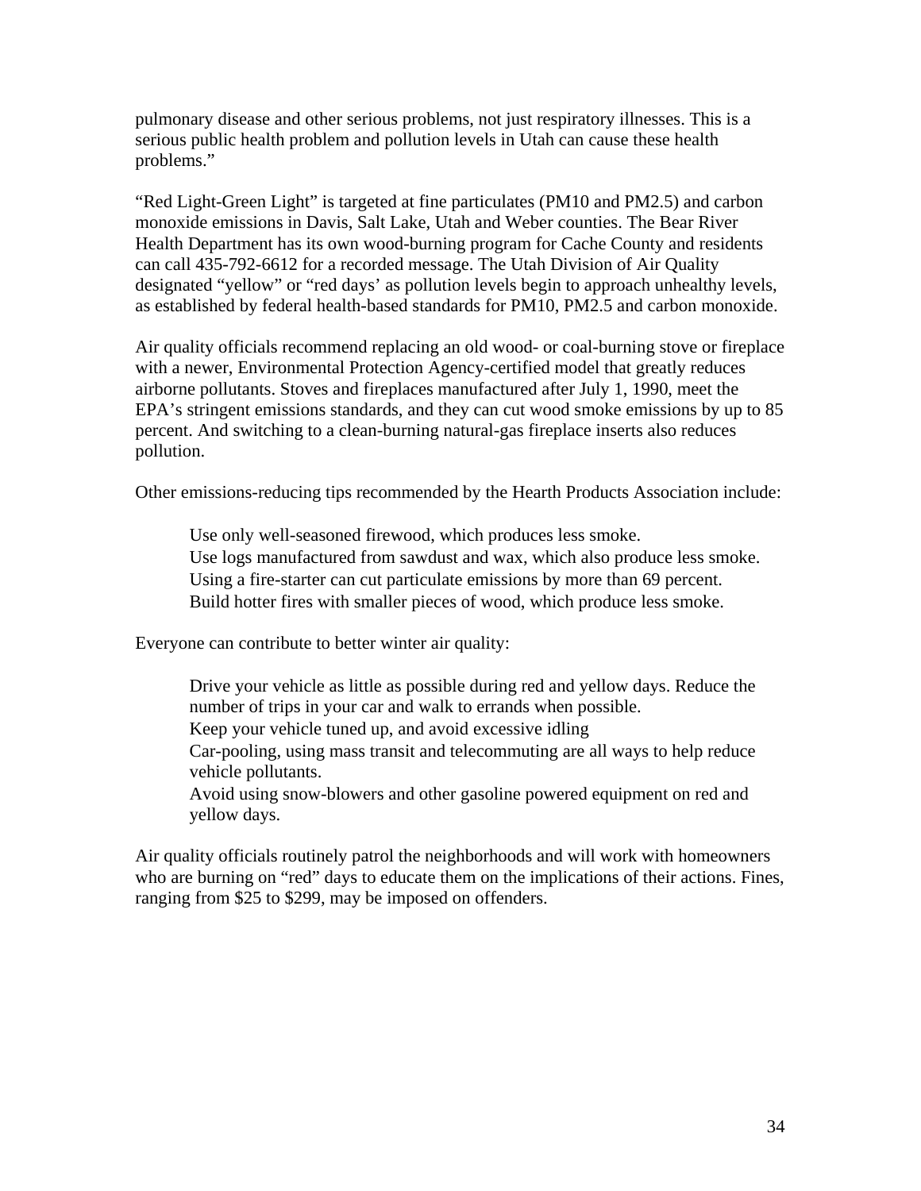pulmonary disease and other serious problems, not just respiratory illnesses. This is a serious public health problem and pollution levels in Utah can cause these health problems."

"Red Light-Green Light" is targeted at fine particulates (PM10 and PM2.5) and carbon monoxide emissions in Davis, Salt Lake, Utah and Weber counties. The Bear River Health Department has its own wood-burning program for Cache County and residents can call 435-792-6612 for a recorded message. The Utah Division of Air Quality designated "yellow" or "red days' as pollution levels begin to approach unhealthy levels, as established by federal health-based standards for PM10, PM2.5 and carbon monoxide.

Air quality officials recommend replacing an old wood- or coal-burning stove or fireplace with a newer, Environmental Protection Agency-certified model that greatly reduces airborne pollutants. Stoves and fireplaces manufactured after July 1, 1990, meet the EPA's stringent emissions standards, and they can cut wood smoke emissions by up to 85 percent. And switching to a clean-burning natural-gas fireplace inserts also reduces pollution.

Other emissions-reducing tips recommended by the Hearth Products Association include:

- Use only well-seasoned firewood, which produces less smoke.
- Use logs manufactured from sawdust and wax, which also produce less smoke.
- Using a fire-starter can cut particulate emissions by more than 69 percent.
- Build hotter fires with smaller pieces of wood, which produce less smoke.

Everyone can contribute to better winter air quality:

- Drive your vehicle as little as possible during red and yellow days. Reduce the number of trips in your car and walk to errands when possible.
- Keep your vehicle tuned up, and avoid excessive idling
- Car-pooling, using mass transit and telecommuting are all ways to help reduce vehicle pollutants.
- Avoid using snow-blowers and other gasoline powered equipment on red and yellow days.

Air quality officials routinely patrol the neighborhoods and will work with homeowners who are burning on "red" days to educate them on the implications of their actions. Fines, ranging from $25 to $299, may be imposed on offenders.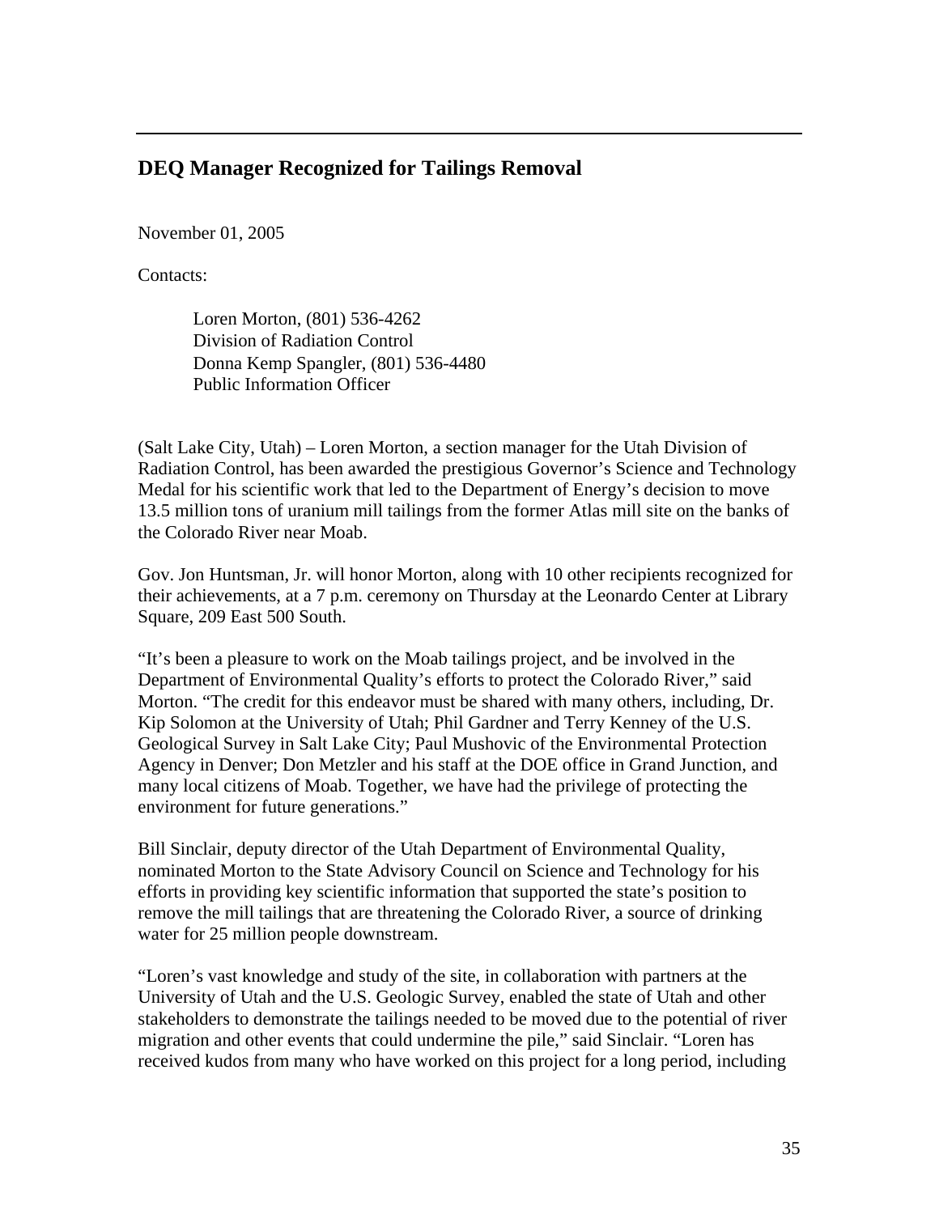## DEQ Manager Recognized for Tailings Removal

November 01, 2005

Contacts:

Loren Morton, (801) 536-4262  
Division of Radiation Control  
Donna Kemp Spangler, (801) 536-4480  
Public Information Officer

(Salt Lake City, Utah) – Loren Morton, a section manager for the Utah Division of Radiation Control, has been awarded the prestigious Governor's Science and Technology Medal for his scientific work that led to the Department of Energy's decision to move 13.5 million tons of uranium mill tailings from the former Atlas mill site on the banks of the Colorado River near Moab.

Gov. Jon Huntsman, Jr. will honor Morton, along with 10 other recipients recognized for their achievements, at a 7 p.m. ceremony on Thursday at the Leonardo Center at Library Square, 209 East 500 South.

"It's been a pleasure to work on the Moab tailings project, and be involved in the Department of Environmental Quality's efforts to protect the Colorado River," said Morton. "The credit for this endeavor must be shared with many others, including, Dr. Kip Solomon at the University of Utah; Phil Gardner and Terry Kenney of the U.S. Geological Survey in Salt Lake City; Paul Mushovic of the Environmental Protection Agency in Denver; Don Metzler and his staff at the DOE office in Grand Junction, and many local citizens of Moab. Together, we have had the privilege of protecting the environment for future generations."

Bill Sinclair, deputy director of the Utah Department of Environmental Quality, nominated Morton to the State Advisory Council on Science and Technology for his efforts in providing key scientific information that supported the state's position to remove the mill tailings that are threatening the Colorado River, a source of drinking water for 25 million people downstream.

"Loren's vast knowledge and study of the site, in collaboration with partners at the University of Utah and the U.S. Geologic Survey, enabled the state of Utah and other stakeholders to demonstrate the tailings needed to be moved due to the potential of river migration and other events that could undermine the pile," said Sinclair. "Loren has received kudos from many who have worked on this project for a long period, including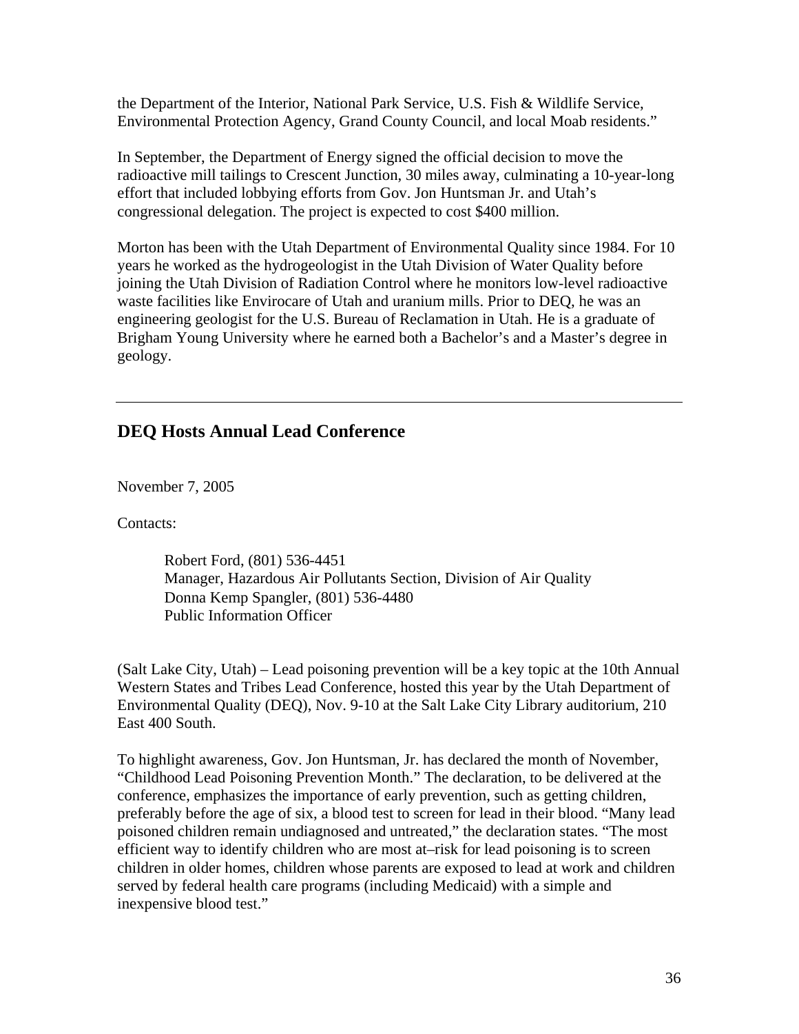the Department of the Interior, National Park Service, U.S. Fish & Wildlife Service, Environmental Protection Agency, Grand County Council, and local Moab residents."

In September, the Department of Energy signed the official decision to move the radioactive mill tailings to Crescent Junction, 30 miles away, culminating a 10-year-long effort that included lobbying efforts from Gov. Jon Huntsman Jr. and Utah's congressional delegation. The project is expected to cost $400 million.

Morton has been with the Utah Department of Environmental Quality since 1984. For 10 years he worked as the hydrogeologist in the Utah Division of Water Quality before joining the Utah Division of Radiation Control where he monitors low-level radioactive waste facilities like Envirocare of Utah and uranium mills. Prior to DEQ, he was an engineering geologist for the U.S. Bureau of Reclamation in Utah. He is a graduate of Brigham Young University where he earned both a Bachelor's and a Master's degree in geology.

---

## DEQ Hosts Annual Lead Conference

November 7, 2005

Contacts:

> Robert Ford, (801) 536-4451
> Manager, Hazardous Air Pollutants Section, Division of Air Quality
> Donna Kemp Spangler, (801) 536-4480
> Public Information Officer

(Salt Lake City, Utah) – Lead poisoning prevention will be a key topic at the 10th Annual Western States and Tribes Lead Conference, hosted this year by the Utah Department of Environmental Quality (DEQ), Nov. 9-10 at the Salt Lake City Library auditorium, 210 East 400 South.

To highlight awareness, Gov. Jon Huntsman, Jr. has declared the month of November, "Childhood Lead Poisoning Prevention Month." The declaration, to be delivered at the conference, emphasizes the importance of early prevention, such as getting children, preferably before the age of six, a blood test to screen for lead in their blood. "Many lead poisoned children remain undiagnosed and untreated," the declaration states. "The most efficient way to identify children who are most at–risk for lead poisoning is to screen children in older homes, children whose parents are exposed to lead at work and children served by federal health care programs (including Medicaid) with a simple and inexpensive blood test."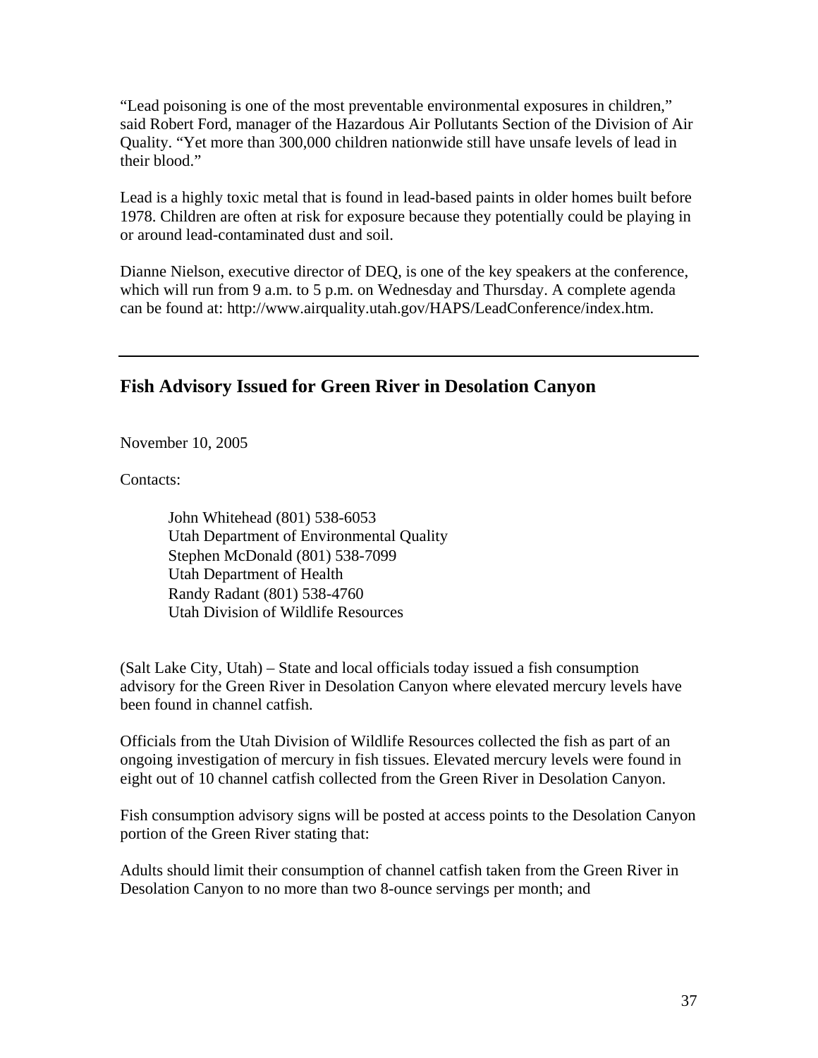“Lead poisoning is one of the most preventable environmental exposures in children,” said Robert Ford, manager of the Hazardous Air Pollutants Section of the Division of Air Quality. “Yet more than 300,000 children nationwide still have unsafe levels of lead in their blood.”

Lead is a highly toxic metal that is found in lead-based paints in older homes built before 1978. Children are often at risk for exposure because they potentially could be playing in or around lead-contaminated dust and soil.

Dianne Nielson, executive director of DEQ, is one of the key speakers at the conference, which will run from 9 a.m. to 5 p.m. on Wednesday and Thursday. A complete agenda can be found at: http://www.airquality.utah.gov/HAPS/LeadConference/index.htm.

---

## Fish Advisory Issued for Green River in Desolation Canyon

November 10, 2005

Contacts:

> John Whitehead (801) 538-6053
> Utah Department of Environmental Quality
> Stephen McDonald (801) 538-7099
> Utah Department of Health
> Randy Radant (801) 538-4760
> Utah Division of Wildlife Resources

(Salt Lake City, Utah) – State and local officials today issued a fish consumption advisory for the Green River in Desolation Canyon where elevated mercury levels have been found in channel catfish.

Officials from the Utah Division of Wildlife Resources collected the fish as part of an ongoing investigation of mercury in fish tissues. Elevated mercury levels were found in eight out of 10 channel catfish collected from the Green River in Desolation Canyon.

Fish consumption advisory signs will be posted at access points to the Desolation Canyon portion of the Green River stating that:

Adults should limit their consumption of channel catfish taken from the Green River in Desolation Canyon to no more than two 8-ounce servings per month; and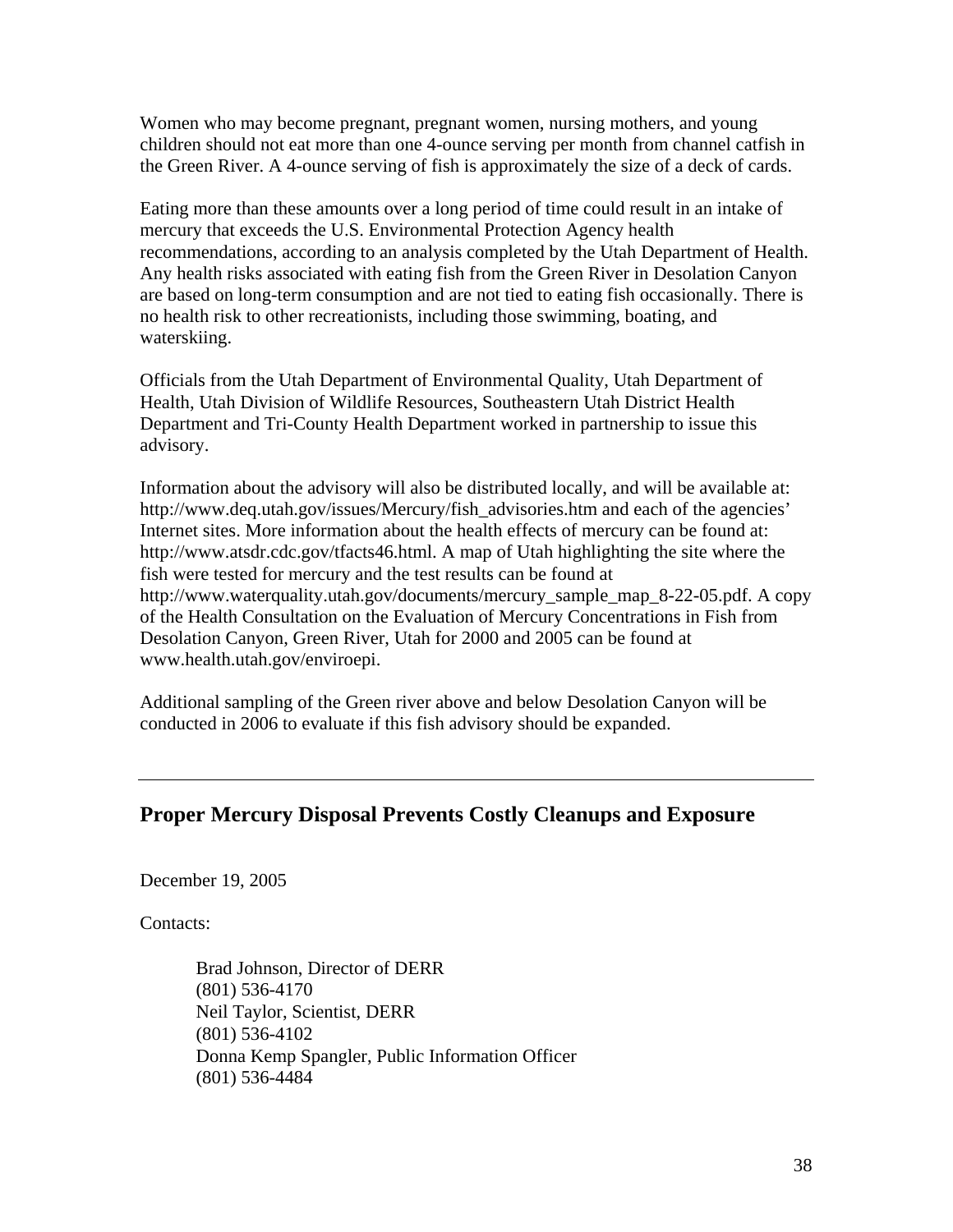Women who may become pregnant, pregnant women, nursing mothers, and young children should not eat more than one 4-ounce serving per month from channel catfish in the Green River. A 4-ounce serving of fish is approximately the size of a deck of cards.

Eating more than these amounts over a long period of time could result in an intake of mercury that exceeds the U.S. Environmental Protection Agency health recommendations, according to an analysis completed by the Utah Department of Health. Any health risks associated with eating fish from the Green River in Desolation Canyon are based on long-term consumption and are not tied to eating fish occasionally. There is no health risk to other recreationists, including those swimming, boating, and waterskiing.

Officials from the Utah Department of Environmental Quality, Utah Department of Health, Utah Division of Wildlife Resources, Southeastern Utah District Health Department and Tri-County Health Department worked in partnership to issue this advisory.

Information about the advisory will also be distributed locally, and will be available at: http://www.deq.utah.gov/issues/Mercury/fish_advisories.htm and each of the agencies' Internet sites. More information about the health effects of mercury can be found at: http://www.atsdr.cdc.gov/tfacts46.html. A map of Utah highlighting the site where the fish were tested for mercury and the test results can be found at http://www.waterquality.utah.gov/documents/mercury_sample_map_8-22-05.pdf. A copy of the Health Consultation on the Evaluation of Mercury Concentrations in Fish from Desolation Canyon, Green River, Utah for 2000 and 2005 can be found at www.health.utah.gov/enviroepi.

Additional sampling of the Green river above and below Desolation Canyon will be conducted in 2006 to evaluate if this fish advisory should be expanded.

---

## Proper Mercury Disposal Prevents Costly Cleanups and Exposure

December 19, 2005

Contacts:

Brad Johnson, Director of DERR
(801) 536-4170
Neil Taylor, Scientist, DERR
(801) 536-4102
Donna Kemp Spangler, Public Information Officer
(801) 536-4484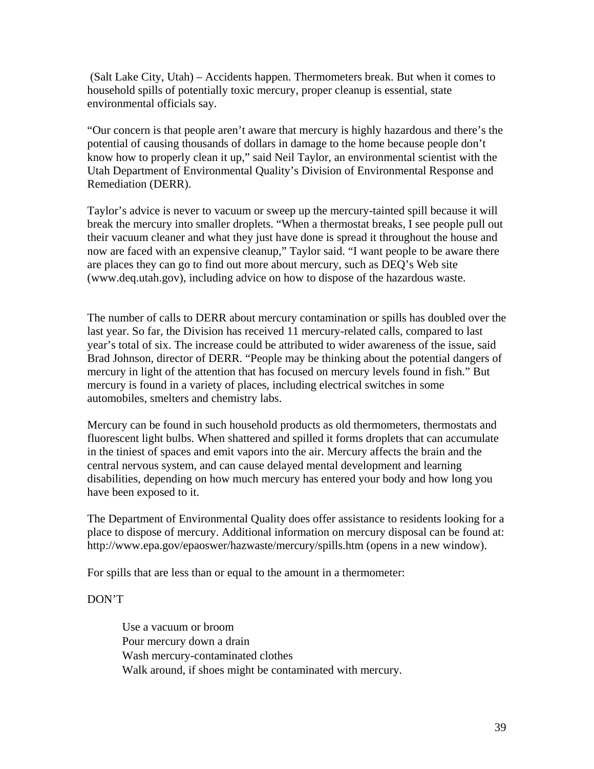(Salt Lake City, Utah) – Accidents happen. Thermometers break. But when it comes to household spills of potentially toxic mercury, proper cleanup is essential, state environmental officials say.

"Our concern is that people aren't aware that mercury is highly hazardous and there's the potential of causing thousands of dollars in damage to the home because people don't know how to properly clean it up," said Neil Taylor, an environmental scientist with the Utah Department of Environmental Quality's Division of Environmental Response and Remediation (DERR).

Taylor's advice is never to vacuum or sweep up the mercury-tainted spill because it will break the mercury into smaller droplets. "When a thermostat breaks, I see people pull out their vacuum cleaner and what they just have done is spread it throughout the house and now are faced with an expensive cleanup," Taylor said. "I want people to be aware there are places they can go to find out more about mercury, such as DEQ's Web site (www.deq.utah.gov), including advice on how to dispose of the hazardous waste.

The number of calls to DERR about mercury contamination or spills has doubled over the last year. So far, the Division has received 11 mercury-related calls, compared to last year's total of six. The increase could be attributed to wider awareness of the issue, said Brad Johnson, director of DERR. "People may be thinking about the potential dangers of mercury in light of the attention that has focused on mercury levels found in fish." But mercury is found in a variety of places, including electrical switches in some automobiles, smelters and chemistry labs.

Mercury can be found in such household products as old thermometers, thermostats and fluorescent light bulbs. When shattered and spilled it forms droplets that can accumulate in the tiniest of spaces and emit vapors into the air. Mercury affects the brain and the central nervous system, and can cause delayed mental development and learning disabilities, depending on how much mercury has entered your body and how long you have been exposed to it.

The Department of Environmental Quality does offer assistance to residents looking for a place to dispose of mercury. Additional information on mercury disposal can be found at: http://www.epa.gov/epaoswer/hazwaste/mercury/spills.htm (opens in a new window).

For spills that are less than or equal to the amount in a thermometer:

DON'T

- Use a vacuum or broom
- Pour mercury down a drain
- Wash mercury-contaminated clothes
- Walk around, if shoes might be contaminated with mercury.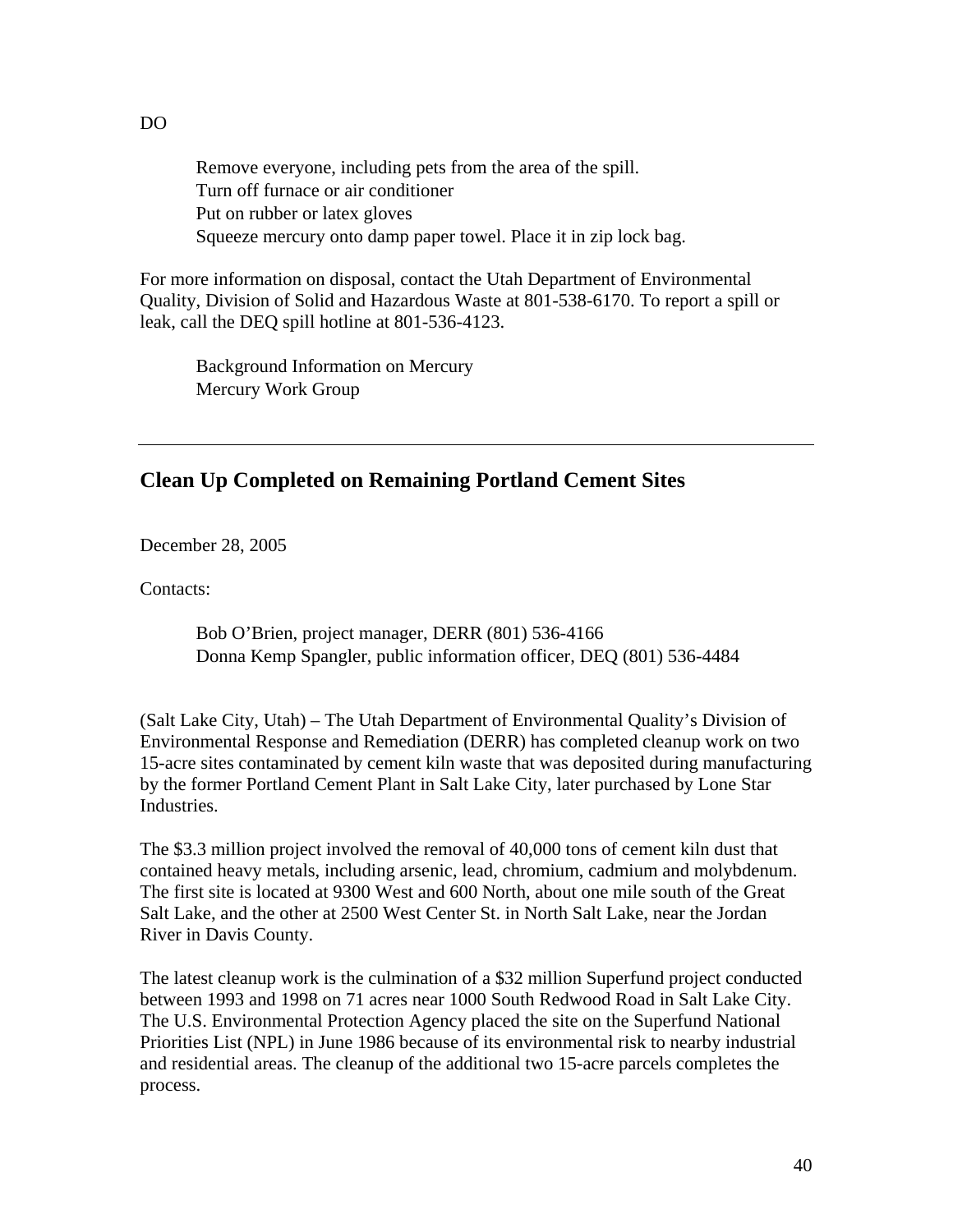DO

Remove everyone, including pets from the area of the spill.
Turn off furnace or air conditioner
Put on rubber or latex gloves
Squeeze mercury onto damp paper towel. Place it in zip lock bag.

For more information on disposal, contact the Utah Department of Environmental Quality, Division of Solid and Hazardous Waste at 801-538-6170. To report a spill or leak, call the DEQ spill hotline at 801-536-4123.

Background Information on Mercury
Mercury Work Group

---

## Clean Up Completed on Remaining Portland Cement Sites

December 28, 2005

Contacts:

Bob O'Brien, project manager, DERR (801) 536-4166
Donna Kemp Spangler, public information officer, DEQ (801) 536-4484

(Salt Lake City, Utah) – The Utah Department of Environmental Quality's Division of Environmental Response and Remediation (DERR) has completed cleanup work on two 15-acre sites contaminated by cement kiln waste that was deposited during manufacturing by the former Portland Cement Plant in Salt Lake City, later purchased by Lone Star Industries.

The $3.3 million project involved the removal of 40,000 tons of cement kiln dust that contained heavy metals, including arsenic, lead, chromium, cadmium and molybdenum. The first site is located at 9300 West and 600 North, about one mile south of the Great Salt Lake, and the other at 2500 West Center St. in North Salt Lake, near the Jordan River in Davis County.

The latest cleanup work is the culmination of a $32 million Superfund project conducted between 1993 and 1998 on 71 acres near 1000 South Redwood Road in Salt Lake City. The U.S. Environmental Protection Agency placed the site on the Superfund National Priorities List (NPL) in June 1986 because of its environmental risk to nearby industrial and residential areas. The cleanup of the additional two 15-acre parcels completes the process.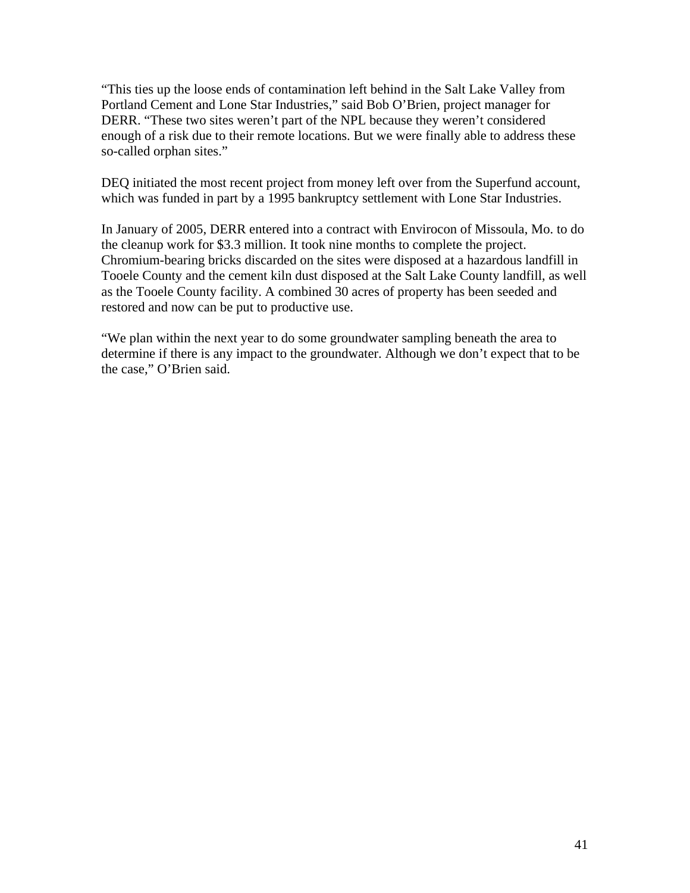"This ties up the loose ends of contamination left behind in the Salt Lake Valley from Portland Cement and Lone Star Industries," said Bob O'Brien, project manager for DERR. "These two sites weren't part of the NPL because they weren't considered enough of a risk due to their remote locations. But we were finally able to address these so-called orphan sites."

DEQ initiated the most recent project from money left over from the Superfund account, which was funded in part by a 1995 bankruptcy settlement with Lone Star Industries.

In January of 2005, DERR entered into a contract with Envirocon of Missoula, Mo. to do the cleanup work for $3.3 million. It took nine months to complete the project. Chromium-bearing bricks discarded on the sites were disposed at a hazardous landfill in Tooele County and the cement kiln dust disposed at the Salt Lake County landfill, as well as the Tooele County facility. A combined 30 acres of property has been seeded and restored and now can be put to productive use.

"We plan within the next year to do some groundwater sampling beneath the area to determine if there is any impact to the groundwater. Although we don't expect that to be the case," O'Brien said.